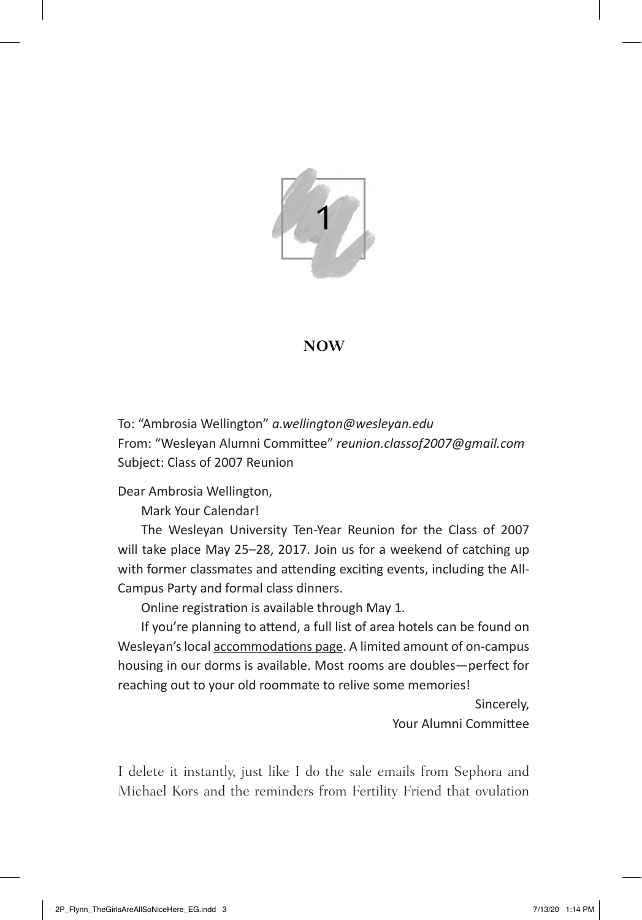# 1

## NOW

To: "Ambrosia Wellington" *a.wellington@wesleyan.edu*
From: "Wesleyan Alumni Committee" *reunion.classof2007@gmail.com*
Subject: Class of 2007 Reunion

Dear Ambrosia Wellington,

Mark Your Calendar!

The Wesleyan University Ten-Year Reunion for the Class of 2007 will take place May 25–28, 2017. Join us for a weekend of catching up with former classmates and attending exciting events, including the All-Campus Party and formal class dinners.

Online registration is available through May 1.

If you're planning to attend, a full list of area hotels can be found on Wesleyan's local accommodations page. A limited amount of on-campus housing in our dorms is available. Most rooms are doubles—perfect for reaching out to your old roommate to relive some memories!

Sincerely,
Your Alumni Committee

I delete it instantly, just like I do the sale emails from Sephora and Michael Kors and the reminders from Fertility Friend that ovulation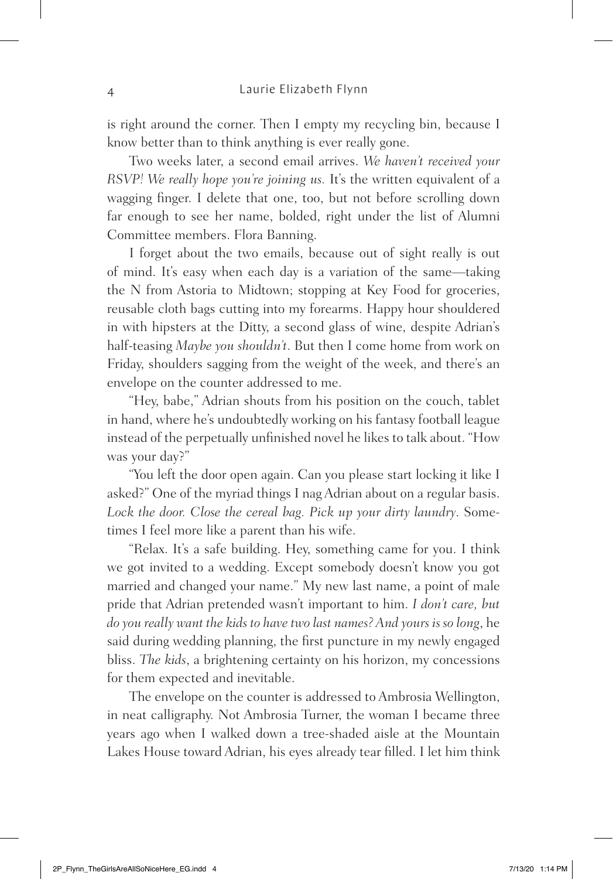is right around the corner. Then I empty my recycling bin, because I know better than to think anything is ever really gone.

Two weeks later, a second email arrives. *We haven't received your RSVP! We really hope you're joining us.* It's the written equivalent of a wagging finger. I delete that one, too, but not before scrolling down far enough to see her name, bolded, right under the list of Alumni Committee members. Flora Banning.

I forget about the two emails, because out of sight really is out of mind. It's easy when each day is a variation of the same—taking the N from Astoria to Midtown; stopping at Key Food for groceries, reusable cloth bags cutting into my forearms. Happy hour shouldered in with hipsters at the Ditty, a second glass of wine, despite Adrian's half-teasing *Maybe you shouldn't*. But then I come home from work on Friday, shoulders sagging from the weight of the week, and there's an envelope on the counter addressed to me.

"Hey, babe," Adrian shouts from his position on the couch, tablet in hand, where he's undoubtedly working on his fantasy football league instead of the perpetually unfinished novel he likes to talk about. "How was your day?"

"You left the door open again. Can you please start locking it like I asked?" One of the myriad things I nag Adrian about on a regular basis. *Lock the door. Close the cereal bag. Pick up your dirty laundry*. Sometimes I feel more like a parent than his wife.

"Relax. It's a safe building. Hey, something came for you. I think we got invited to a wedding. Except somebody doesn't know you got married and changed your name." My new last name, a point of male pride that Adrian pretended wasn't important to him. *I don't care, but do you really want the kids to have two last names? And yours is so long*, he said during wedding planning, the first puncture in my newly engaged bliss. *The kids*, a brightening certainty on his horizon, my concessions for them expected and inevitable.

The envelope on the counter is addressed to Ambrosia Wellington, in neat calligraphy. Not Ambrosia Turner, the woman I became three years ago when I walked down a tree-shaded aisle at the Mountain Lakes House toward Adrian, his eyes already tear filled. I let him think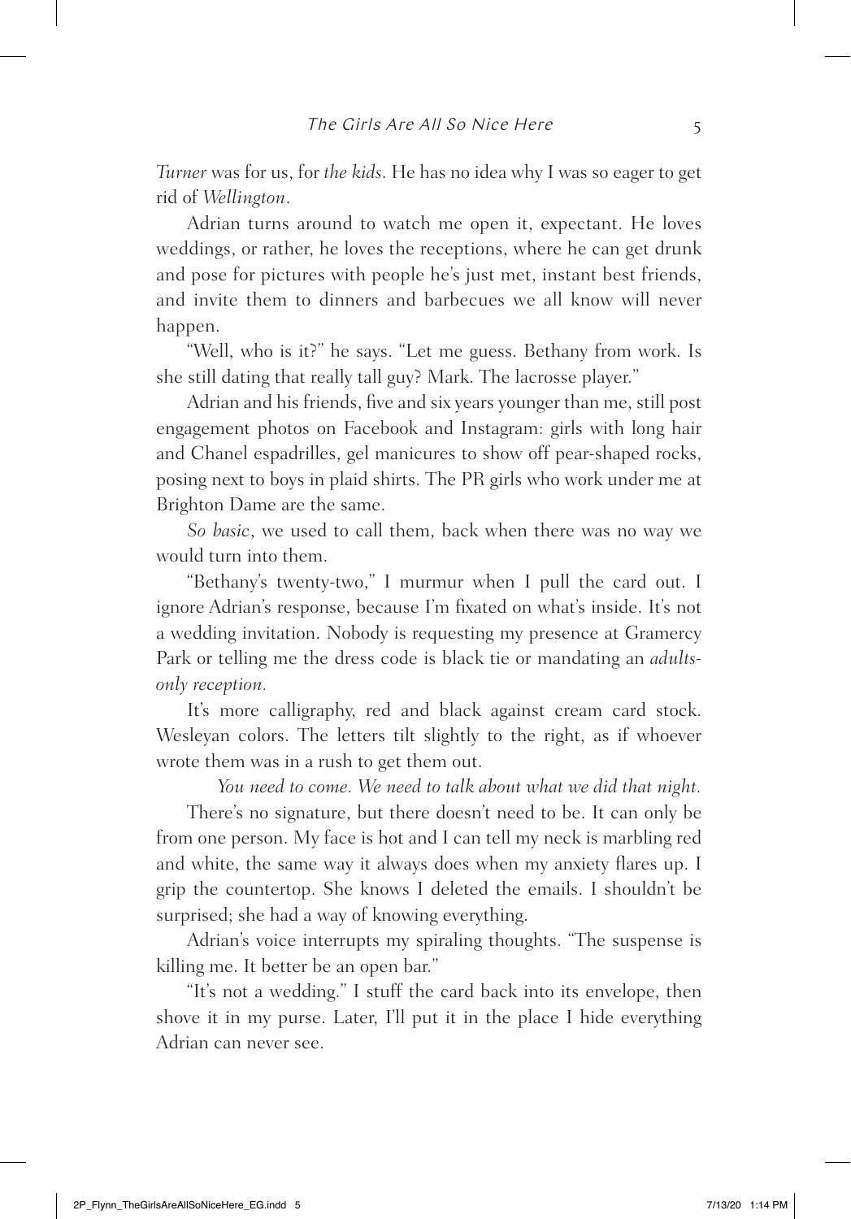*Turner* was for us, for *the kids*. He has no idea why I was so eager to get rid of *Wellington*.

Adrian turns around to watch me open it, expectant. He loves weddings, or rather, he loves the receptions, where he can get drunk and pose for pictures with people he's just met, instant best friends, and invite them to dinners and barbecues we all know will never happen.

"Well, who is it?" he says. "Let me guess. Bethany from work. Is she still dating that really tall guy? Mark. The lacrosse player."

Adrian and his friends, five and six years younger than me, still post engagement photos on Facebook and Instagram: girls with long hair and Chanel espadrilles, gel manicures to show off pear-shaped rocks, posing next to boys in plaid shirts. The PR girls who work under me at Brighton Dame are the same.

*So basic*, we used to call them, back when there was no way we would turn into them.

"Bethany's twenty-two," I murmur when I pull the card out. I ignore Adrian's response, because I'm fixated on what's inside. It's not a wedding invitation. Nobody is requesting my presence at Gramercy Park or telling me the dress code is black tie or mandating an *adults-only reception*.

It's more calligraphy, red and black against cream card stock. Wesleyan colors. The letters tilt slightly to the right, as if whoever wrote them was in a rush to get them out.

*You need to come. We need to talk about what we did that night.*

There's no signature, but there doesn't need to be. It can only be from one person. My face is hot and I can tell my neck is marbling red and white, the same way it always does when my anxiety flares up. I grip the countertop. She knows I deleted the emails. I shouldn't be surprised; she had a way of knowing everything.

Adrian's voice interrupts my spiraling thoughts. "The suspense is killing me. It better be an open bar."

"It's not a wedding." I stuff the card back into its envelope, then shove it in my purse. Later, I'll put it in the place I hide everything Adrian can never see.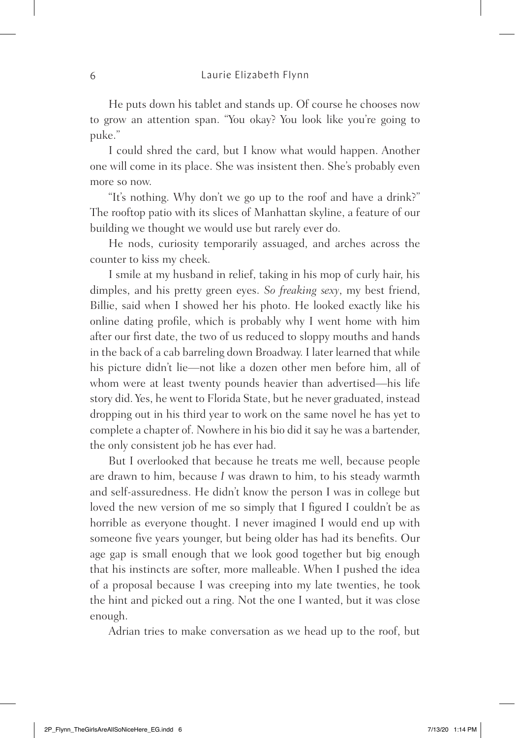He puts down his tablet and stands up. Of course he chooses now to grow an attention span. "You okay? You look like you're going to puke."

I could shred the card, but I know what would happen. Another one will come in its place. She was insistent then. She's probably even more so now.

"It's nothing. Why don't we go up to the roof and have a drink?" The rooftop patio with its slices of Manhattan skyline, a feature of our building we thought we would use but rarely ever do.

He nods, curiosity temporarily assuaged, and arches across the counter to kiss my cheek.

I smile at my husband in relief, taking in his mop of curly hair, his dimples, and his pretty green eyes. *So freaking sexy*, my best friend, Billie, said when I showed her his photo. He looked exactly like his online dating profile, which is probably why I went home with him after our first date, the two of us reduced to sloppy mouths and hands in the back of a cab barreling down Broadway. I later learned that while his picture didn't lie—not like a dozen other men before him, all of whom were at least twenty pounds heavier than advertised—his life story did. Yes, he went to Florida State, but he never graduated, instead dropping out in his third year to work on the same novel he has yet to complete a chapter of. Nowhere in his bio did it say he was a bartender, the only consistent job he has ever had.

But I overlooked that because he treats me well, because people are drawn to him, because *I* was drawn to him, to his steady warmth and self-assuredness. He didn't know the person I was in college but loved the new version of me so simply that I figured I couldn't be as horrible as everyone thought. I never imagined I would end up with someone five years younger, but being older has had its benefits. Our age gap is small enough that we look good together but big enough that his instincts are softer, more malleable. When I pushed the idea of a proposal because I was creeping into my late twenties, he took the hint and picked out a ring. Not the one I wanted, but it was close enough.

Adrian tries to make conversation as we head up to the roof, but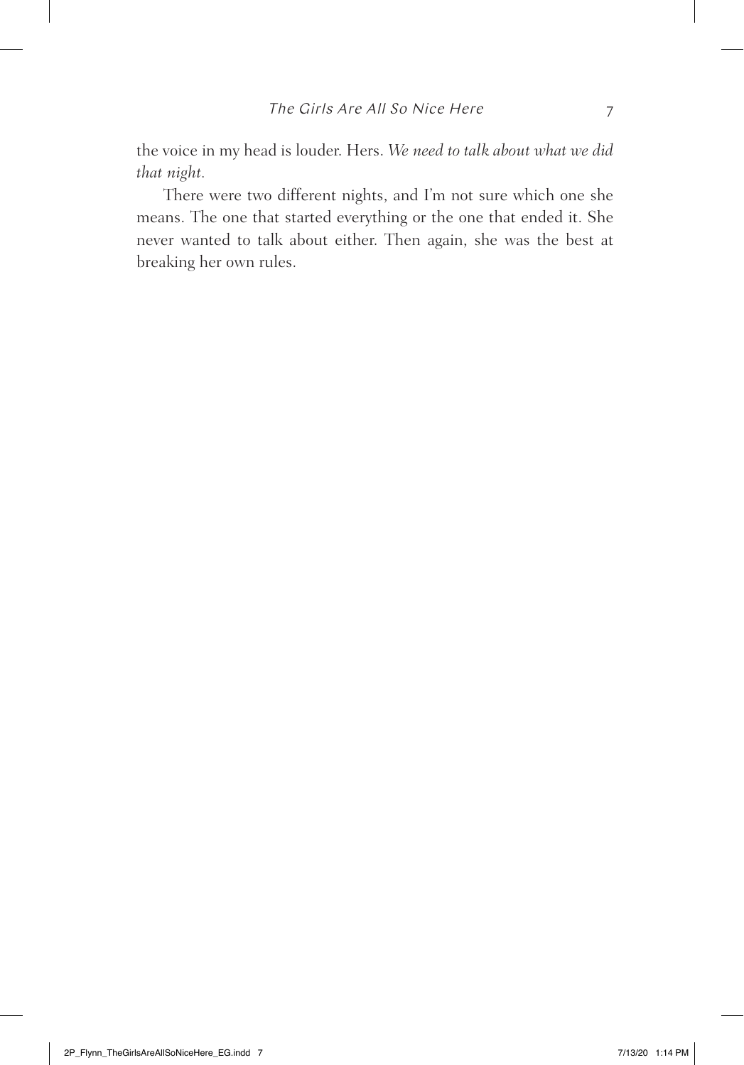the voice in my head is louder. Hers. *We need to talk about what we did that night.*

There were two different nights, and I'm not sure which one she means. The one that started everything or the one that ended it. She never wanted to talk about either. Then again, she was the best at breaking her own rules.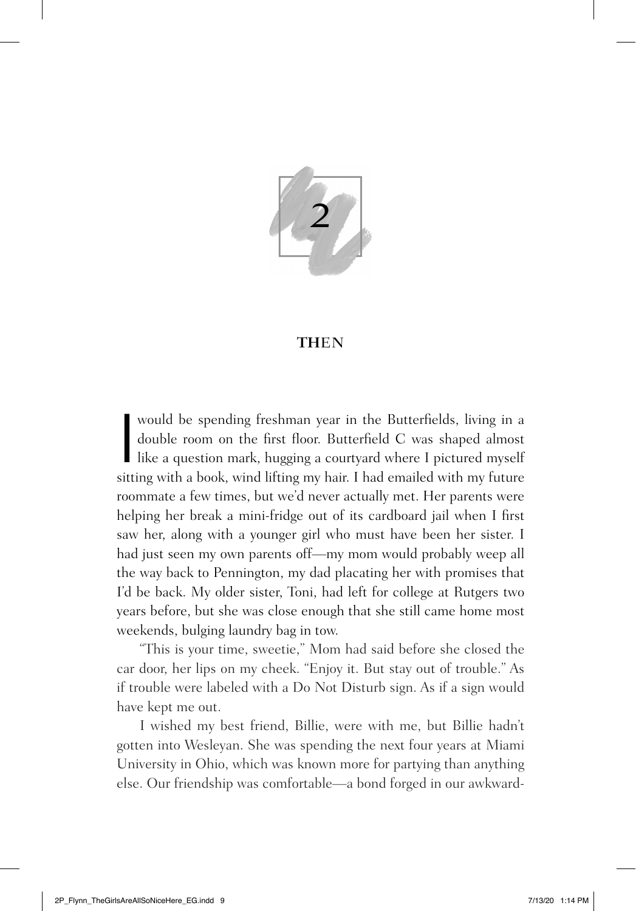# 2

## THEN

I would be spending freshman year in the Butterfields, living in a double room on the first floor. Butterfield C was shaped almost like a question mark, hugging a courtyard where I pictured myself sitting with a book, wind lifting my hair. I had emailed with my future roommate a few times, but we'd never actually met. Her parents were helping her break a mini-fridge out of its cardboard jail when I first saw her, along with a younger girl who must have been her sister. I had just seen my own parents off—my mom would probably weep all the way back to Pennington, my dad placating her with promises that I'd be back. My older sister, Toni, had left for college at Rutgers two years before, but she was close enough that she still came home most weekends, bulging laundry bag in tow.

"This is your time, sweetie," Mom had said before she closed the car door, her lips on my cheek. "Enjoy it. But stay out of trouble." As if trouble were labeled with a Do Not Disturb sign. As if a sign would have kept me out.

I wished my best friend, Billie, were with me, but Billie hadn't gotten into Wesleyan. She was spending the next four years at Miami University in Ohio, which was known more for partying than anything else. Our friendship was comfortable—a bond forged in our awkward-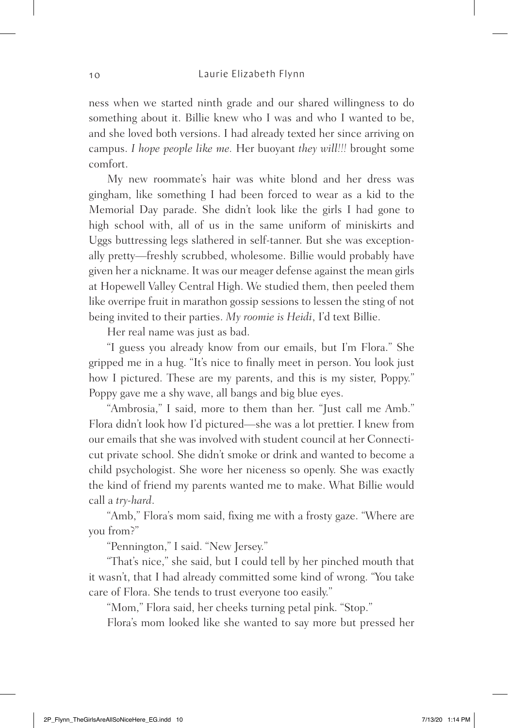ness when we started ninth grade and our shared willingness to do something about it. Billie knew who I was and who I wanted to be, and she loved both versions. I had already texted her since arriving on campus. *I hope people like me.* Her buoyant *they will!!!* brought some comfort.

My new roommate's hair was white blond and her dress was gingham, like something I had been forced to wear as a kid to the Memorial Day parade. She didn't look like the girls I had gone to high school with, all of us in the same uniform of miniskirts and Uggs buttressing legs slathered in self-tanner. But she was exceptionally pretty—freshly scrubbed, wholesome. Billie would probably have given her a nickname. It was our meager defense against the mean girls at Hopewell Valley Central High. We studied them, then peeled them like overripe fruit in marathon gossip sessions to lessen the sting of not being invited to their parties. *My roomie is Heidi*, I'd text Billie.

Her real name was just as bad.

"I guess you already know from our emails, but I'm Flora." She gripped me in a hug. "It's nice to finally meet in person. You look just how I pictured. These are my parents, and this is my sister, Poppy." Poppy gave me a shy wave, all bangs and big blue eyes.

"Ambrosia," I said, more to them than her. "Just call me Amb." Flora didn't look how I'd pictured—she was a lot prettier. I knew from our emails that she was involved with student council at her Connecticut private school. She didn't smoke or drink and wanted to become a child psychologist. She wore her niceness so openly. She was exactly the kind of friend my parents wanted me to make. What Billie would call a *try-hard*.

"Amb," Flora's mom said, fixing me with a frosty gaze. "Where are you from?"

"Pennington," I said. "New Jersey."

"That's nice," she said, but I could tell by her pinched mouth that it wasn't, that I had already committed some kind of wrong. "You take care of Flora. She tends to trust everyone too easily."

"Mom," Flora said, her cheeks turning petal pink. "Stop."

Flora's mom looked like she wanted to say more but pressed her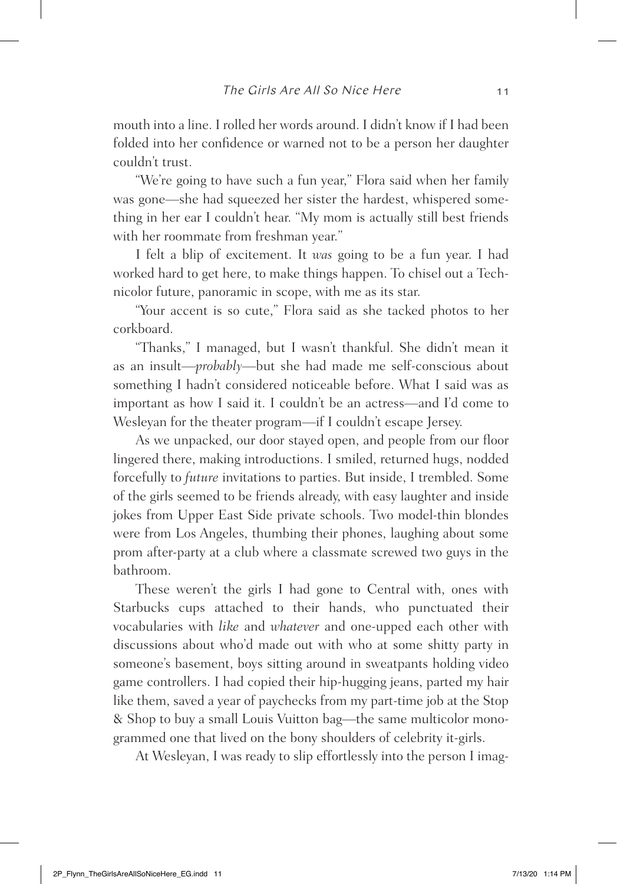mouth into a line. I rolled her words around. I didn't know if I had been folded into her confidence or warned not to be a person her daughter couldn't trust.

"We're going to have such a fun year," Flora said when her family was gone—she had squeezed her sister the hardest, whispered something in her ear I couldn't hear. "My mom is actually still best friends with her roommate from freshman year."

I felt a blip of excitement. It *was* going to be a fun year. I had worked hard to get here, to make things happen. To chisel out a Technicolor future, panoramic in scope, with me as its star.

"Your accent is so cute," Flora said as she tacked photos to her corkboard.

"Thanks," I managed, but I wasn't thankful. She didn't mean it as an insult—*probably*—but she had made me self-conscious about something I hadn't considered noticeable before. What I said was as important as how I said it. I couldn't be an actress—and I'd come to Wesleyan for the theater program—if I couldn't escape Jersey.

As we unpacked, our door stayed open, and people from our floor lingered there, making introductions. I smiled, returned hugs, nodded forcefully to *future* invitations to parties. But inside, I trembled. Some of the girls seemed to be friends already, with easy laughter and inside jokes from Upper East Side private schools. Two model-thin blondes were from Los Angeles, thumbing their phones, laughing about some prom after-party at a club where a classmate screwed two guys in the bathroom.

These weren't the girls I had gone to Central with, ones with Starbucks cups attached to their hands, who punctuated their vocabularies with *like* and *whatever* and one-upped each other with discussions about who'd made out with who at some shitty party in someone's basement, boys sitting around in sweatpants holding video game controllers. I had copied their hip-hugging jeans, parted my hair like them, saved a year of paychecks from my part-time job at the Stop & Shop to buy a small Louis Vuitton bag—the same multicolor monogrammed one that lived on the bony shoulders of celebrity it-girls.

At Wesleyan, I was ready to slip effortlessly into the person I imag-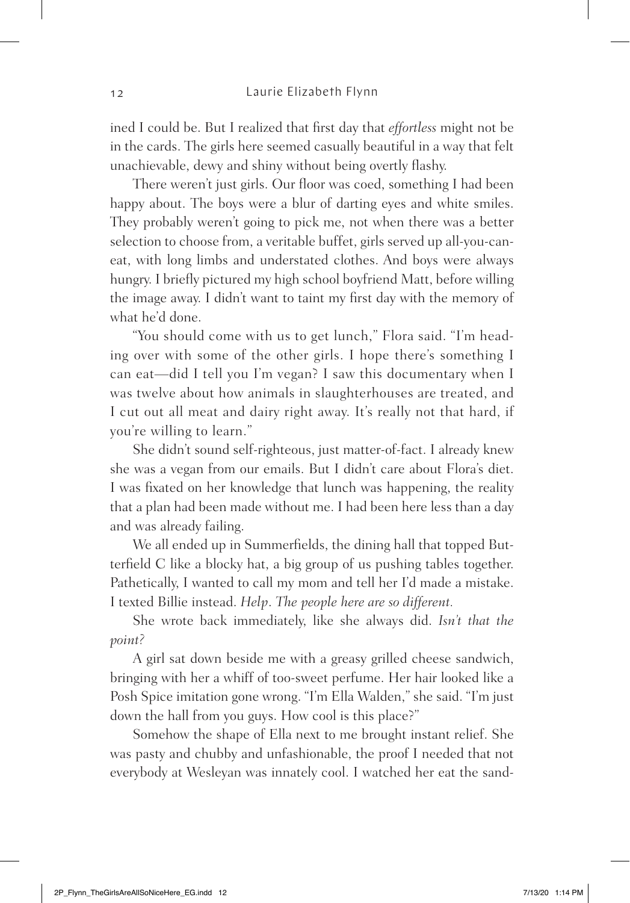ined I could be. But I realized that first day that *effortless* might not be in the cards. The girls here seemed casually beautiful in a way that felt unachievable, dewy and shiny without being overtly flashy.

There weren't just girls. Our floor was coed, something I had been happy about. The boys were a blur of darting eyes and white smiles. They probably weren't going to pick me, not when there was a better selection to choose from, a veritable buffet, girls served up all-you-can-eat, with long limbs and understated clothes. And boys were always hungry. I briefly pictured my high school boyfriend Matt, before willing the image away. I didn't want to taint my first day with the memory of what he'd done.

"You should come with us to get lunch," Flora said. "I'm heading over with some of the other girls. I hope there's something I can eat—did I tell you I'm vegan? I saw this documentary when I was twelve about how animals in slaughterhouses are treated, and I cut out all meat and dairy right away. It's really not that hard, if you're willing to learn."

She didn't sound self-righteous, just matter-of-fact. I already knew she was a vegan from our emails. But I didn't care about Flora's diet. I was fixated on her knowledge that lunch was happening, the reality that a plan had been made without me. I had been here less than a day and was already failing.

We all ended up in Summerfields, the dining hall that topped Butterfield C like a blocky hat, a big group of us pushing tables together. Pathetically, I wanted to call my mom and tell her I'd made a mistake. I texted Billie instead. *Help. The people here are so different.*

She wrote back immediately, like she always did. *Isn't that the point?*

A girl sat down beside me with a greasy grilled cheese sandwich, bringing with her a whiff of too-sweet perfume. Her hair looked like a Posh Spice imitation gone wrong. "I'm Ella Walden," she said. "I'm just down the hall from you guys. How cool is this place?"

Somehow the shape of Ella next to me brought instant relief. She was pasty and chubby and unfashionable, the proof I needed that not everybody at Wesleyan was innately cool. I watched her eat the sand-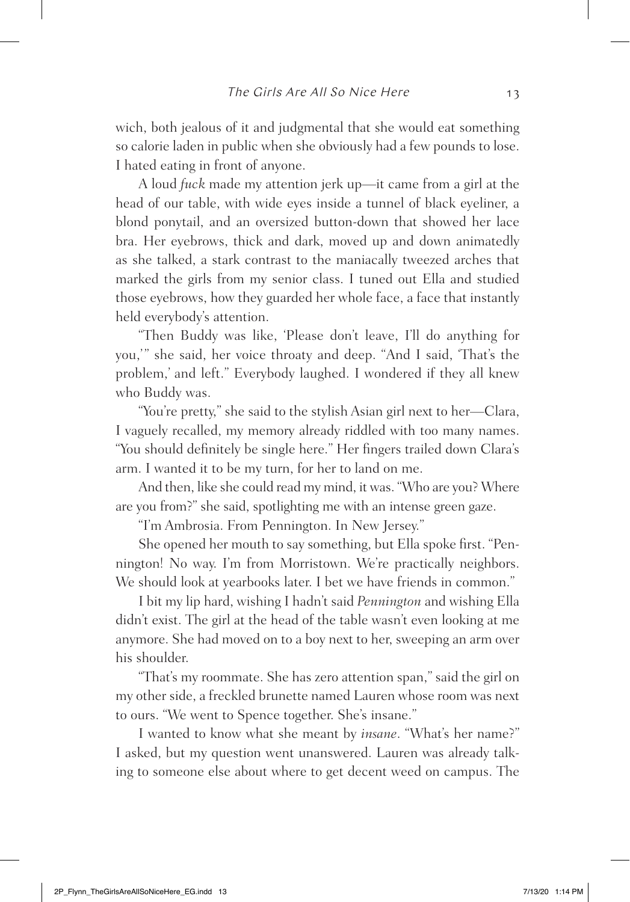wich, both jealous of it and judgmental that she would eat something so calorie laden in public when she obviously had a few pounds to lose. I hated eating in front of anyone.

A loud *fuck* made my attention jerk up—it came from a girl at the head of our table, with wide eyes inside a tunnel of black eyeliner, a blond ponytail, and an oversized button-down that showed her lace bra. Her eyebrows, thick and dark, moved up and down animatedly as she talked, a stark contrast to the maniacally tweezed arches that marked the girls from my senior class. I tuned out Ella and studied those eyebrows, how they guarded her whole face, a face that instantly held everybody's attention.

"Then Buddy was like, 'Please don't leave, I'll do anything for you,'" she said, her voice throaty and deep. "And I said, 'That's the problem,' and left." Everybody laughed. I wondered if they all knew who Buddy was.

"You're pretty," she said to the stylish Asian girl next to her—Clara, I vaguely recalled, my memory already riddled with too many names. "You should definitely be single here." Her fingers trailed down Clara's arm. I wanted it to be my turn, for her to land on me.

And then, like she could read my mind, it was. "Who are you? Where are you from?" she said, spotlighting me with an intense green gaze.

"I'm Ambrosia. From Pennington. In New Jersey."

She opened her mouth to say something, but Ella spoke first. "Pennington! No way. I'm from Morristown. We're practically neighbors. We should look at yearbooks later. I bet we have friends in common."

I bit my lip hard, wishing I hadn't said *Pennington* and wishing Ella didn't exist. The girl at the head of the table wasn't even looking at me anymore. She had moved on to a boy next to her, sweeping an arm over his shoulder.

"That's my roommate. She has zero attention span," said the girl on my other side, a freckled brunette named Lauren whose room was next to ours. "We went to Spence together. She's insane."

I wanted to know what she meant by *insane*. "What's her name?" I asked, but my question went unanswered. Lauren was already talking to someone else about where to get decent weed on campus. The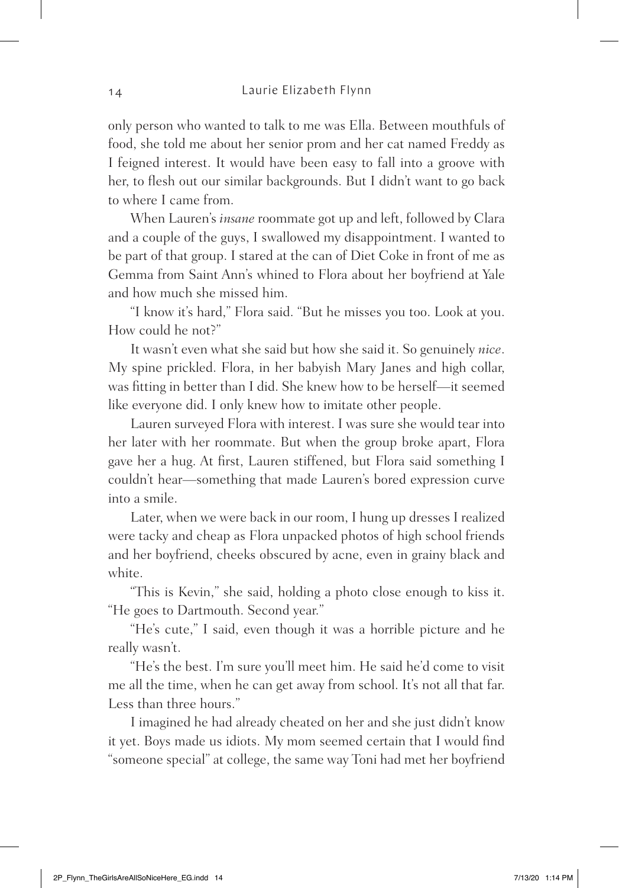only person who wanted to talk to me was Ella. Between mouthfuls of food, she told me about her senior prom and her cat named Freddy as I feigned interest. It would have been easy to fall into a groove with her, to flesh out our similar backgrounds. But I didn't want to go back to where I came from.

When Lauren's *insane* roommate got up and left, followed by Clara and a couple of the guys, I swallowed my disappointment. I wanted to be part of that group. I stared at the can of Diet Coke in front of me as Gemma from Saint Ann's whined to Flora about her boyfriend at Yale and how much she missed him.

"I know it's hard," Flora said. "But he misses you too. Look at you. How could he not?"

It wasn't even what she said but how she said it. So genuinely *nice*. My spine prickled. Flora, in her babyish Mary Janes and high collar, was fitting in better than I did. She knew how to be herself—it seemed like everyone did. I only knew how to imitate other people.

Lauren surveyed Flora with interest. I was sure she would tear into her later with her roommate. But when the group broke apart, Flora gave her a hug. At first, Lauren stiffened, but Flora said something I couldn't hear—something that made Lauren's bored expression curve into a smile.

Later, when we were back in our room, I hung up dresses I realized were tacky and cheap as Flora unpacked photos of high school friends and her boyfriend, cheeks obscured by acne, even in grainy black and white.

"This is Kevin," she said, holding a photo close enough to kiss it. "He goes to Dartmouth. Second year."

"He's cute," I said, even though it was a horrible picture and he really wasn't.

"He's the best. I'm sure you'll meet him. He said he'd come to visit me all the time, when he can get away from school. It's not all that far. Less than three hours."

I imagined he had already cheated on her and she just didn't know it yet. Boys made us idiots. My mom seemed certain that I would find "someone special" at college, the same way Toni had met her boyfriend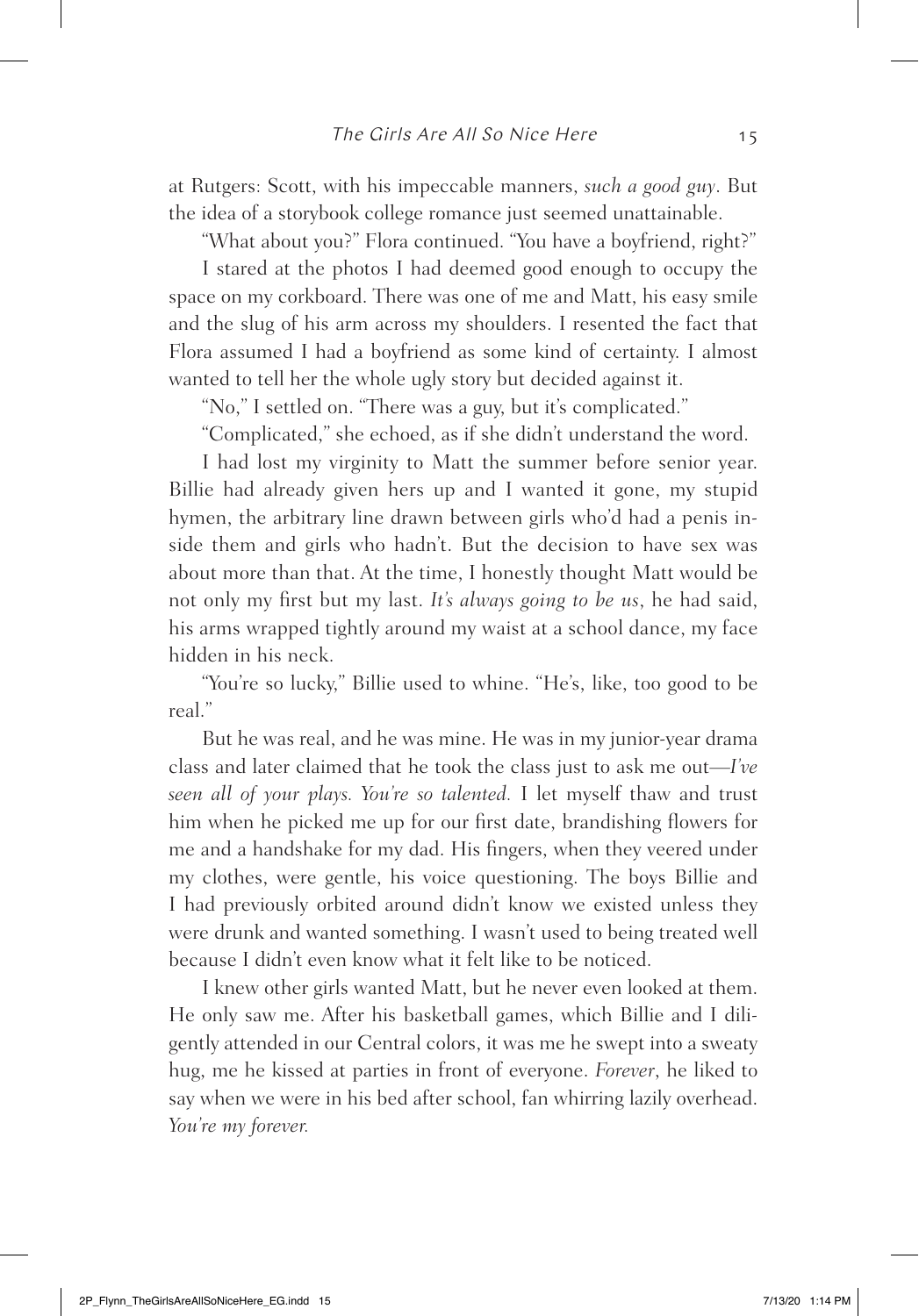at Rutgers: Scott, with his impeccable manners, *such a good guy*. But the idea of a storybook college romance just seemed unattainable.

"What about you?" Flora continued. "You have a boyfriend, right?"

I stared at the photos I had deemed good enough to occupy the space on my corkboard. There was one of me and Matt, his easy smile and the slug of his arm across my shoulders. I resented the fact that Flora assumed I had a boyfriend as some kind of certainty. I almost wanted to tell her the whole ugly story but decided against it.

"No," I settled on. "There was a guy, but it's complicated."

"Complicated," she echoed, as if she didn't understand the word.

I had lost my virginity to Matt the summer before senior year. Billie had already given hers up and I wanted it gone, my stupid hymen, the arbitrary line drawn between girls who'd had a penis inside them and girls who hadn't. But the decision to have sex was about more than that. At the time, I honestly thought Matt would be not only my first but my last. *It's always going to be us*, he had said, his arms wrapped tightly around my waist at a school dance, my face hidden in his neck.

"You're so lucky," Billie used to whine. "He's, like, too good to be real."

But he was real, and he was mine. He was in my junior-year drama class and later claimed that he took the class just to ask me out—*I've seen all of your plays. You're so talented.* I let myself thaw and trust him when he picked me up for our first date, brandishing flowers for me and a handshake for my dad. His fingers, when they veered under my clothes, were gentle, his voice questioning. The boys Billie and I had previously orbited around didn't know we existed unless they were drunk and wanted something. I wasn't used to being treated well because I didn't even know what it felt like to be noticed.

I knew other girls wanted Matt, but he never even looked at them. He only saw me. After his basketball games, which Billie and I diligently attended in our Central colors, it was me he swept into a sweaty hug, me he kissed at parties in front of everyone. *Forever*, he liked to say when we were in his bed after school, fan whirring lazily overhead. *You're my forever.*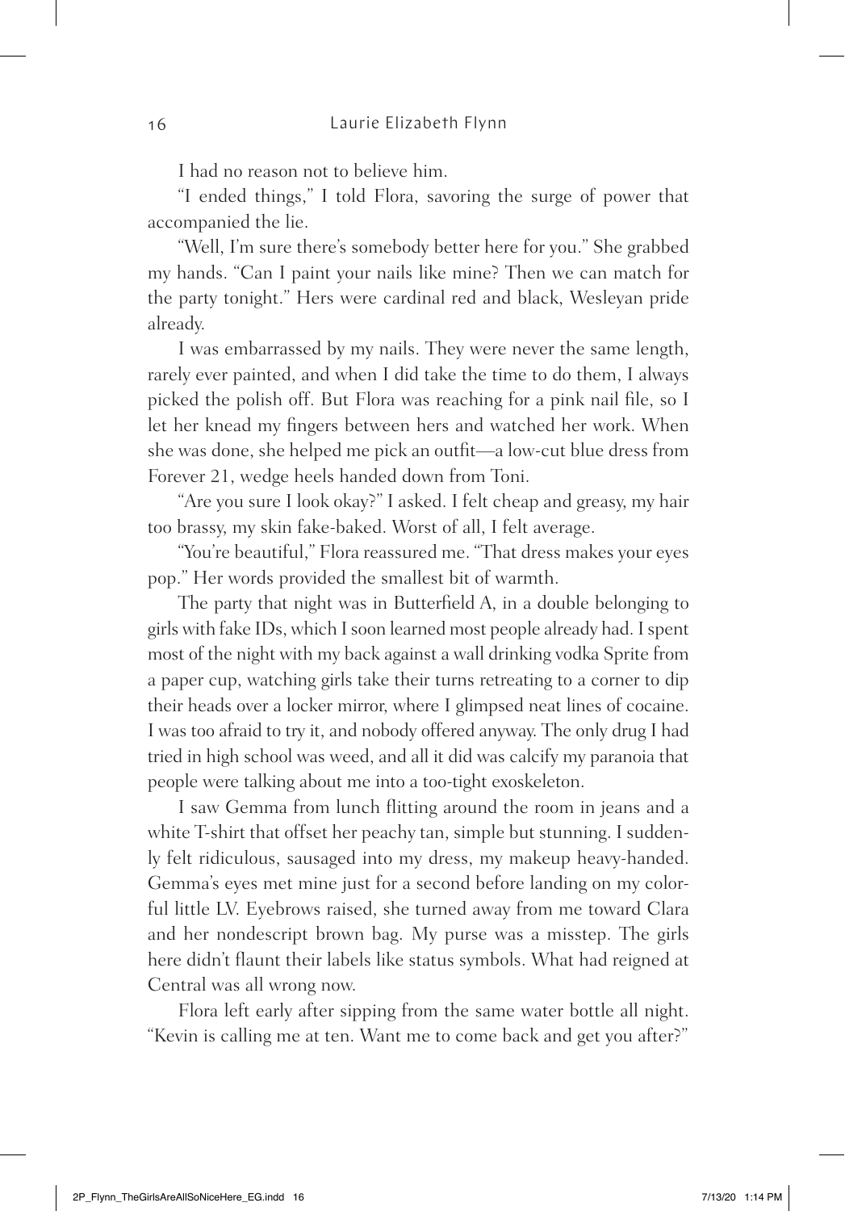I had no reason not to believe him.

"I ended things," I told Flora, savoring the surge of power that accompanied the lie.

"Well, I'm sure there's somebody better here for you." She grabbed my hands. "Can I paint your nails like mine? Then we can match for the party tonight." Hers were cardinal red and black, Wesleyan pride already.

I was embarrassed by my nails. They were never the same length, rarely ever painted, and when I did take the time to do them, I always picked the polish off. But Flora was reaching for a pink nail file, so I let her knead my fingers between hers and watched her work. When she was done, she helped me pick an outfit—a low-cut blue dress from Forever 21, wedge heels handed down from Toni.

"Are you sure I look okay?" I asked. I felt cheap and greasy, my hair too brassy, my skin fake-baked. Worst of all, I felt average.

"You're beautiful," Flora reassured me. "That dress makes your eyes pop." Her words provided the smallest bit of warmth.

The party that night was in Butterfield A, in a double belonging to girls with fake IDs, which I soon learned most people already had. I spent most of the night with my back against a wall drinking vodka Sprite from a paper cup, watching girls take their turns retreating to a corner to dip their heads over a locker mirror, where I glimpsed neat lines of cocaine. I was too afraid to try it, and nobody offered anyway. The only drug I had tried in high school was weed, and all it did was calcify my paranoia that people were talking about me into a too-tight exoskeleton.

I saw Gemma from lunch flitting around the room in jeans and a white T-shirt that offset her peachy tan, simple but stunning. I suddenly felt ridiculous, sausaged into my dress, my makeup heavy-handed. Gemma's eyes met mine just for a second before landing on my colorful little LV. Eyebrows raised, she turned away from me toward Clara and her nondescript brown bag. My purse was a misstep. The girls here didn't flaunt their labels like status symbols. What had reigned at Central was all wrong now.

Flora left early after sipping from the same water bottle all night. "Kevin is calling me at ten. Want me to come back and get you after?"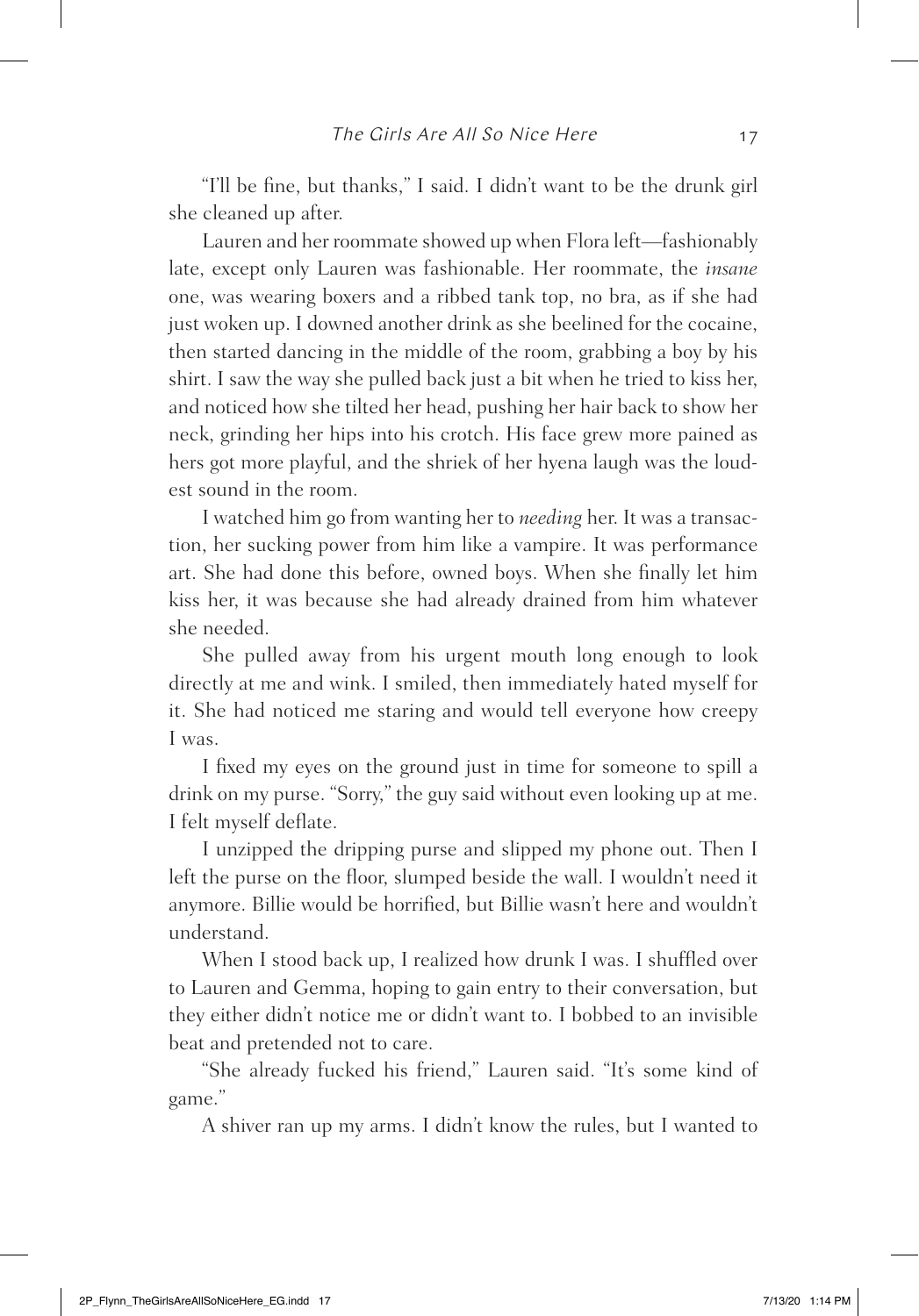"I'll be fine, but thanks," I said. I didn't want to be the drunk girl she cleaned up after.

Lauren and her roommate showed up when Flora left—fashionably late, except only Lauren was fashionable. Her roommate, the *insane* one, was wearing boxers and a ribbed tank top, no bra, as if she had just woken up. I downed another drink as she beelined for the cocaine, then started dancing in the middle of the room, grabbing a boy by his shirt. I saw the way she pulled back just a bit when he tried to kiss her, and noticed how she tilted her head, pushing her hair back to show her neck, grinding her hips into his crotch. His face grew more pained as hers got more playful, and the shriek of her hyena laugh was the loudest sound in the room.

I watched him go from wanting her to *needing* her. It was a transaction, her sucking power from him like a vampire. It was performance art. She had done this before, owned boys. When she finally let him kiss her, it was because she had already drained from him whatever she needed.

She pulled away from his urgent mouth long enough to look directly at me and wink. I smiled, then immediately hated myself for it. She had noticed me staring and would tell everyone how creepy I was.

I fixed my eyes on the ground just in time for someone to spill a drink on my purse. "Sorry," the guy said without even looking up at me. I felt myself deflate.

I unzipped the dripping purse and slipped my phone out. Then I left the purse on the floor, slumped beside the wall. I wouldn't need it anymore. Billie would be horrified, but Billie wasn't here and wouldn't understand.

When I stood back up, I realized how drunk I was. I shuffled over to Lauren and Gemma, hoping to gain entry to their conversation, but they either didn't notice me or didn't want to. I bobbed to an invisible beat and pretended not to care.

"She already fucked his friend," Lauren said. "It's some kind of game."

A shiver ran up my arms. I didn't know the rules, but I wanted to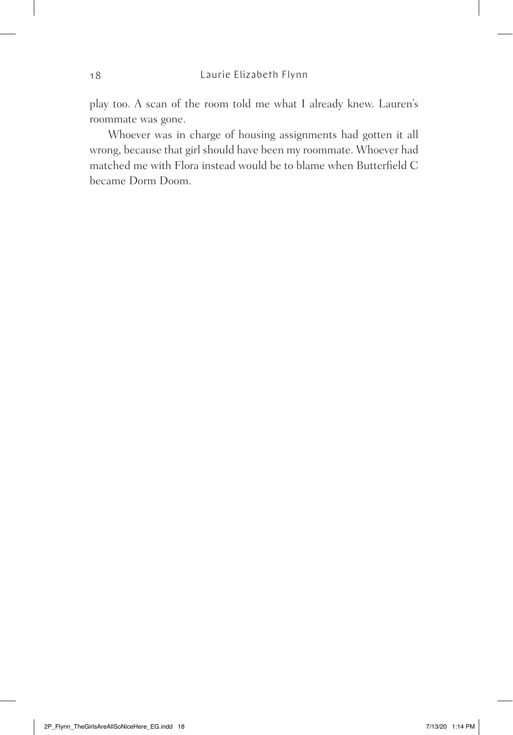play too. A scan of the room told me what I already knew. Lauren's roommate was gone.

Whoever was in charge of housing assignments had gotten it all wrong, because that girl should have been my roommate. Whoever had matched me with Flora instead would be to blame when Butterfield C became Dorm Doom.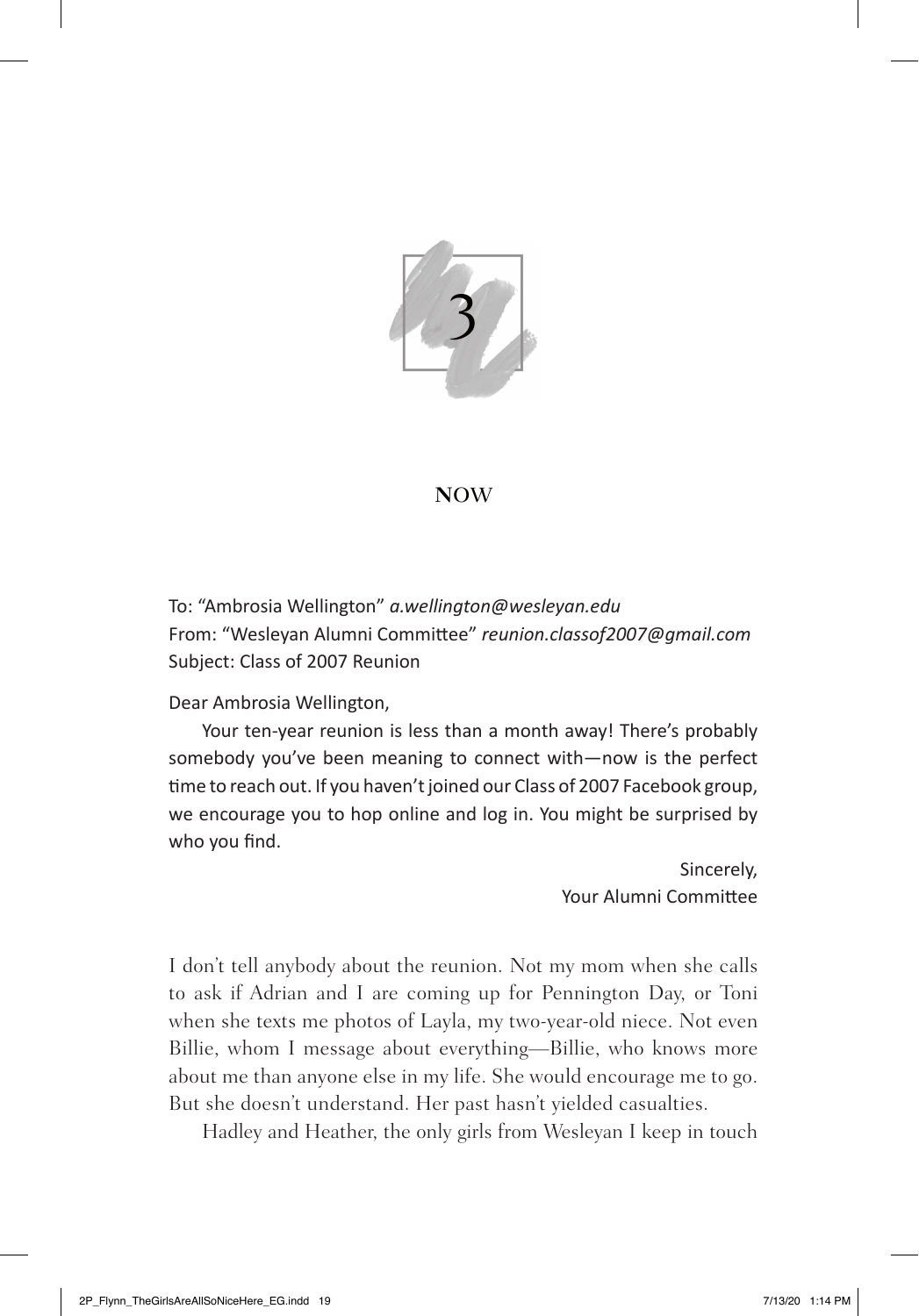# 3

## NOW

To: "Ambrosia Wellington" *a.wellington@wesleyan.edu*
From: "Wesleyan Alumni Committee" *reunion.classof2007@gmail.com*
Subject: Class of 2007 Reunion

Dear Ambrosia Wellington,

Your ten-year reunion is less than a month away! There's probably somebody you've been meaning to connect with—now is the perfect time to reach out. If you haven't joined our Class of 2007 Facebook group, we encourage you to hop online and log in. You might be surprised by who you find.

Sincerely,
Your Alumni Committee

I don't tell anybody about the reunion. Not my mom when she calls to ask if Adrian and I are coming up for Pennington Day, or Toni when she texts me photos of Layla, my two-year-old niece. Not even Billie, whom I message about everything—Billie, who knows more about me than anyone else in my life. She would encourage me to go. But she doesn't understand. Her past hasn't yielded casualties.

Hadley and Heather, the only girls from Wesleyan I keep in touch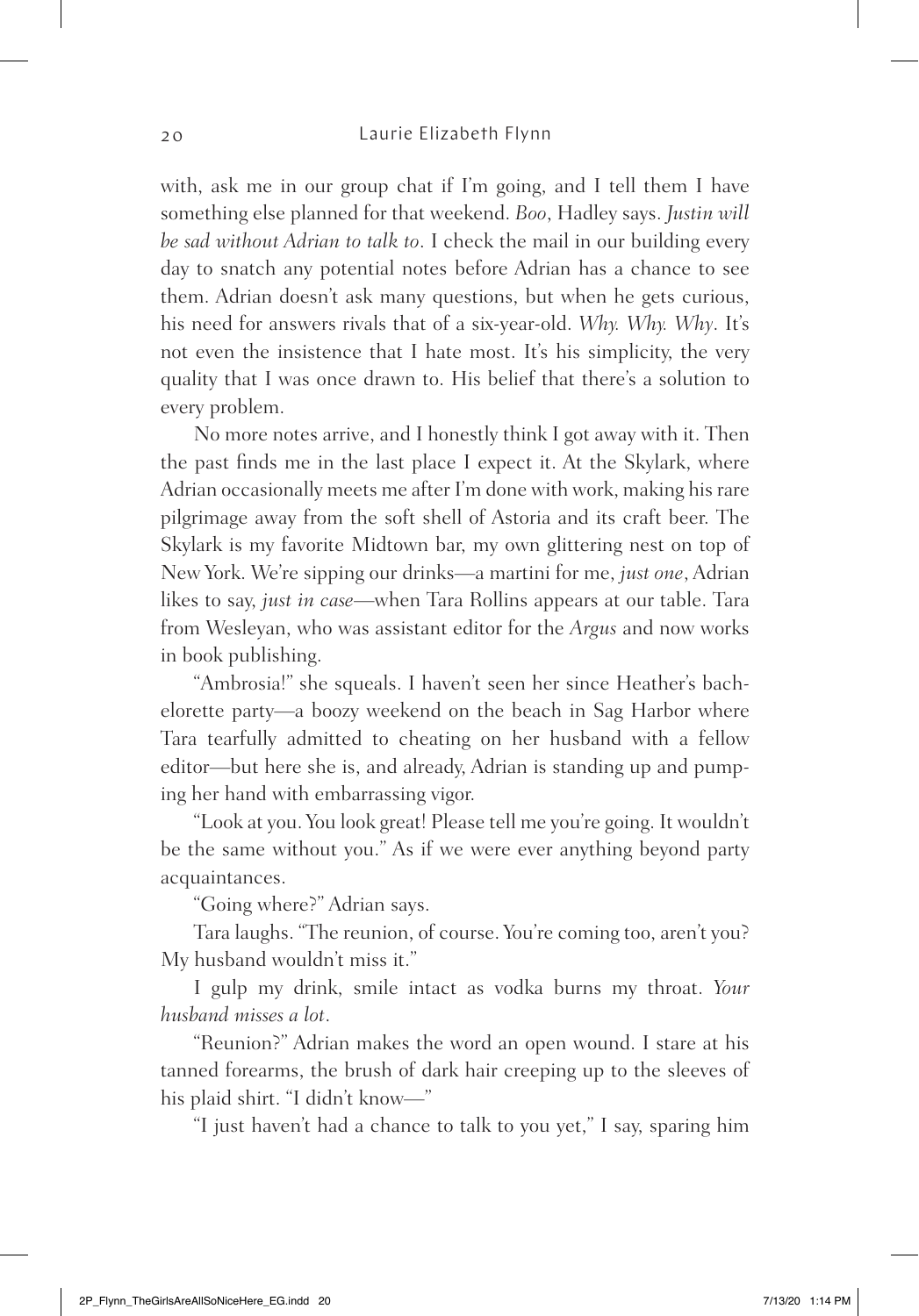with, ask me in our group chat if I'm going, and I tell them I have something else planned for that weekend. *Boo*, Hadley says. *Justin will be sad without Adrian to talk to*. I check the mail in our building every day to snatch any potential notes before Adrian has a chance to see them. Adrian doesn't ask many questions, but when he gets curious, his need for answers rivals that of a six-year-old. *Why. Why. Why*. It's not even the insistence that I hate most. It's his simplicity, the very quality that I was once drawn to. His belief that there's a solution to every problem.

No more notes arrive, and I honestly think I got away with it. Then the past finds me in the last place I expect it. At the Skylark, where Adrian occasionally meets me after I'm done with work, making his rare pilgrimage away from the soft shell of Astoria and its craft beer. The Skylark is my favorite Midtown bar, my own glittering nest on top of New York. We're sipping our drinks—a martini for me, *just one*, Adrian likes to say, *just in case*—when Tara Rollins appears at our table. Tara from Wesleyan, who was assistant editor for the *Argus* and now works in book publishing.

"Ambrosia!" she squeals. I haven't seen her since Heather's bachelorette party—a boozy weekend on the beach in Sag Harbor where Tara tearfully admitted to cheating on her husband with a fellow editor—but here she is, and already, Adrian is standing up and pumping her hand with embarrassing vigor.

"Look at you. You look great! Please tell me you're going. It wouldn't be the same without you." As if we were ever anything beyond party acquaintances.

"Going where?" Adrian says.

Tara laughs. "The reunion, of course. You're coming too, aren't you? My husband wouldn't miss it."

I gulp my drink, smile intact as vodka burns my throat. *Your husband misses a lot*.

"Reunion?" Adrian makes the word an open wound. I stare at his tanned forearms, the brush of dark hair creeping up to the sleeves of his plaid shirt. "I didn't know—"

"I just haven't had a chance to talk to you yet," I say, sparing him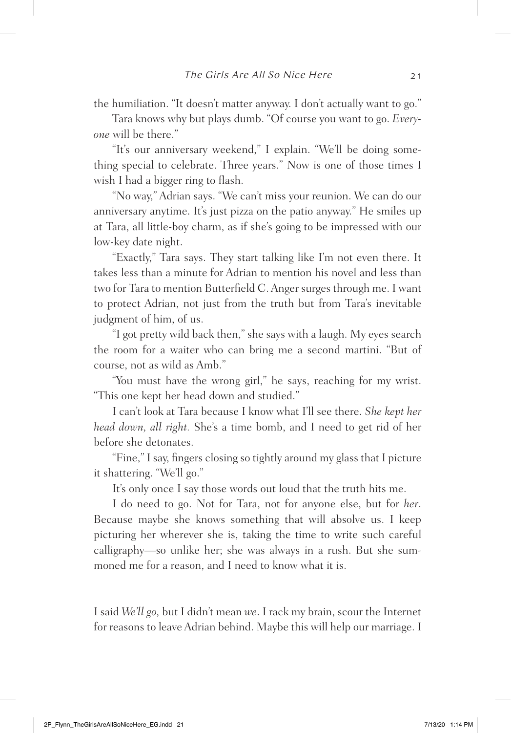the humiliation. "It doesn't matter anyway. I don't actually want to go."

Tara knows why but plays dumb. "Of course you want to go. *Everyone* will be there."

"It's our anniversary weekend," I explain. "We'll be doing something special to celebrate. Three years." Now is one of those times I wish I had a bigger ring to flash.

"No way," Adrian says. "We can't miss your reunion. We can do our anniversary anytime. It's just pizza on the patio anyway." He smiles up at Tara, all little-boy charm, as if she's going to be impressed with our low-key date night.

"Exactly," Tara says. They start talking like I'm not even there. It takes less than a minute for Adrian to mention his novel and less than two for Tara to mention Butterfield C. Anger surges through me. I want to protect Adrian, not just from the truth but from Tara's inevitable judgment of him, of us.

"I got pretty wild back then," she says with a laugh. My eyes search the room for a waiter who can bring me a second martini. "But of course, not as wild as Amb."

"You must have the wrong girl," he says, reaching for my wrist. "This one kept her head down and studied."

I can't look at Tara because I know what I'll see there. *She kept her head down, all right.* She's a time bomb, and I need to get rid of her before she detonates.

"Fine," I say, fingers closing so tightly around my glass that I picture it shattering. "We'll go."

It's only once I say those words out loud that the truth hits me.

I do need to go. Not for Tara, not for anyone else, but for *her*. Because maybe she knows something that will absolve us. I keep picturing her wherever she is, taking the time to write such careful calligraphy—so unlike her; she was always in a rush. But she summoned me for a reason, and I need to know what it is.

I said *We'll go,* but I didn't mean *we*. I rack my brain, scour the Internet for reasons to leave Adrian behind. Maybe this will help our marriage. I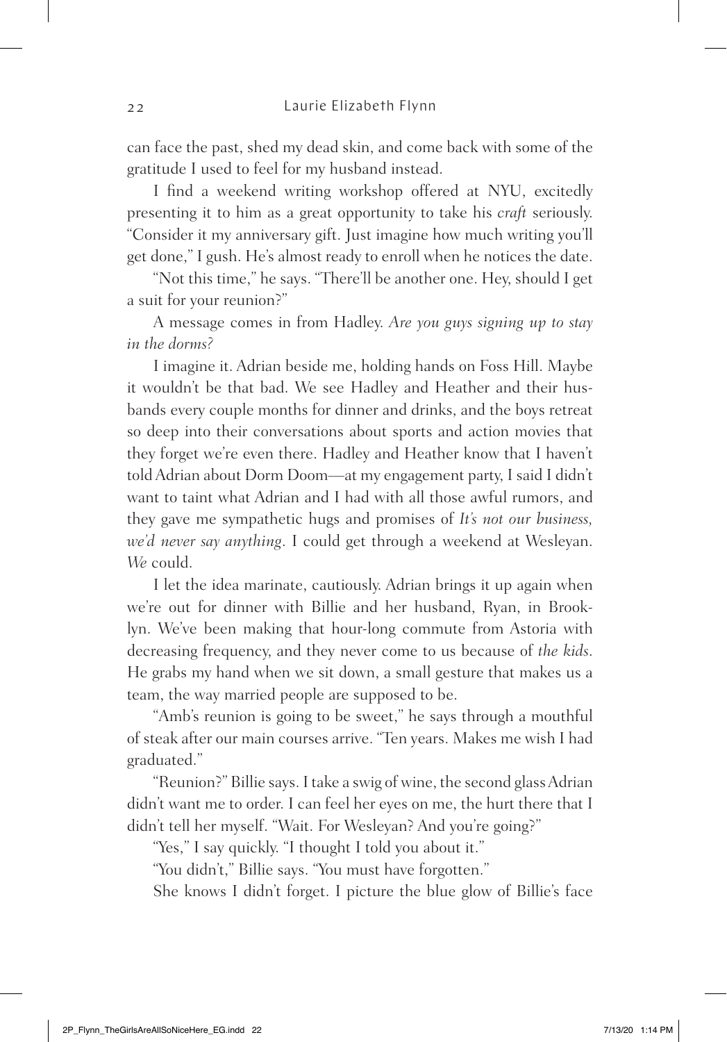can face the past, shed my dead skin, and come back with some of the gratitude I used to feel for my husband instead.

I find a weekend writing workshop offered at NYU, excitedly presenting it to him as a great opportunity to take his *craft* seriously. "Consider it my anniversary gift. Just imagine how much writing you'll get done," I gush. He's almost ready to enroll when he notices the date.

"Not this time," he says. "There'll be another one. Hey, should I get a suit for your reunion?"

A message comes in from Hadley. *Are you guys signing up to stay in the dorms?*

I imagine it. Adrian beside me, holding hands on Foss Hill. Maybe it wouldn't be that bad. We see Hadley and Heather and their husbands every couple months for dinner and drinks, and the boys retreat so deep into their conversations about sports and action movies that they forget we're even there. Hadley and Heather know that I haven't told Adrian about Dorm Doom—at my engagement party, I said I didn't want to taint what Adrian and I had with all those awful rumors, and they gave me sympathetic hugs and promises of *It's not our business, we'd never say anything*. I could get through a weekend at Wesleyan. *We* could.

I let the idea marinate, cautiously. Adrian brings it up again when we're out for dinner with Billie and her husband, Ryan, in Brooklyn. We've been making that hour-long commute from Astoria with decreasing frequency, and they never come to us because of *the kids*. He grabs my hand when we sit down, a small gesture that makes us a team, the way married people are supposed to be.

"Amb's reunion is going to be sweet," he says through a mouthful of steak after our main courses arrive. "Ten years. Makes me wish I had graduated."

"Reunion?" Billie says. I take a swig of wine, the second glass Adrian didn't want me to order. I can feel her eyes on me, the hurt there that I didn't tell her myself. "Wait. For Wesleyan? And you're going?"

"Yes," I say quickly. "I thought I told you about it."

"You didn't," Billie says. "You must have forgotten."

She knows I didn't forget. I picture the blue glow of Billie's face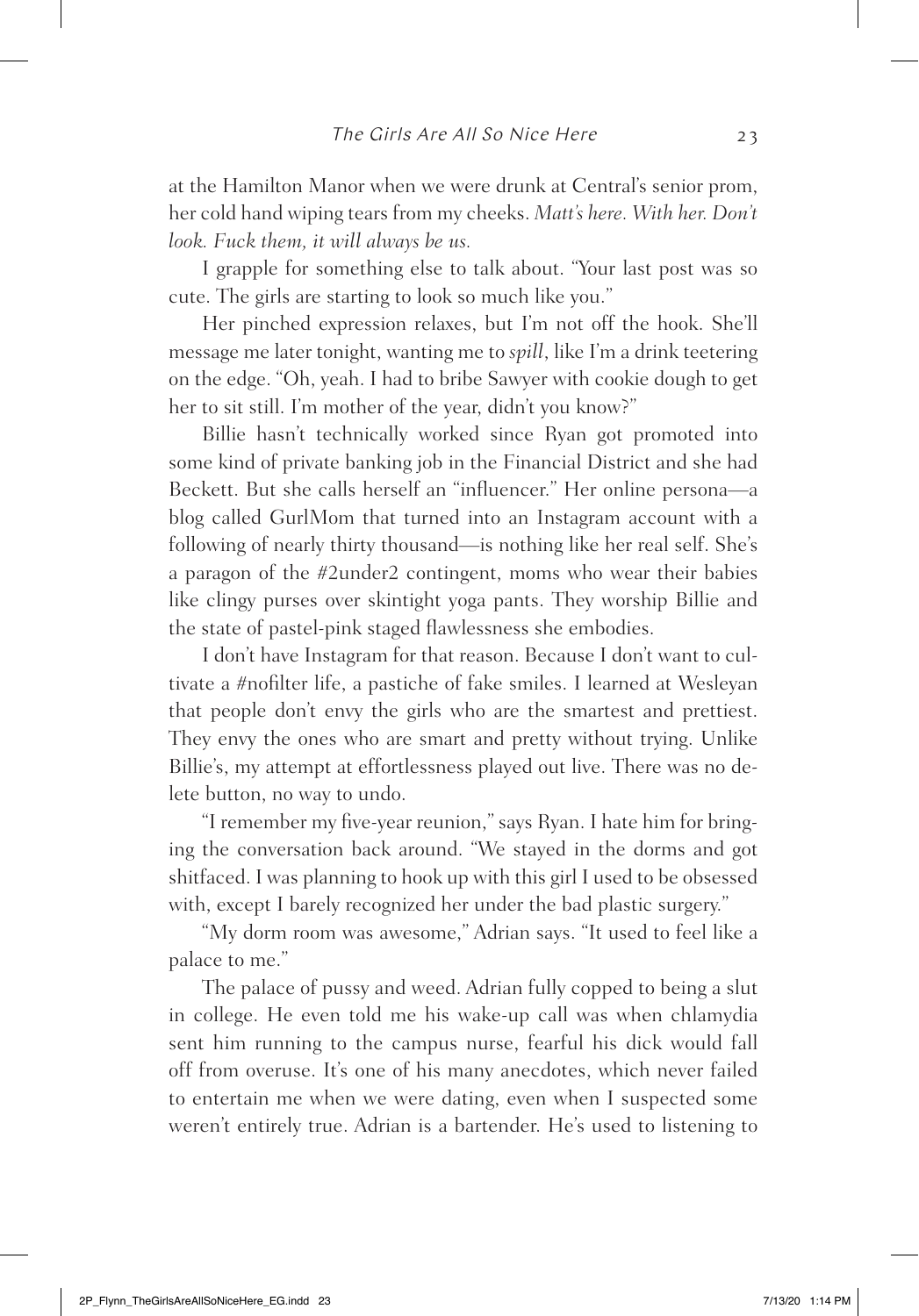at the Hamilton Manor when we were drunk at Central's senior prom, her cold hand wiping tears from my cheeks. *Matt's here. With her. Don't look. Fuck them, it will always be us.*

I grapple for something else to talk about. "Your last post was so cute. The girls are starting to look so much like you."

Her pinched expression relaxes, but I'm not off the hook. She'll message me later tonight, wanting me to *spill*, like I'm a drink teetering on the edge. "Oh, yeah. I had to bribe Sawyer with cookie dough to get her to sit still. I'm mother of the year, didn't you know?"

Billie hasn't technically worked since Ryan got promoted into some kind of private banking job in the Financial District and she had Beckett. But she calls herself an "influencer." Her online persona—a blog called GurlMom that turned into an Instagram account with a following of nearly thirty thousand—is nothing like her real self. She's a paragon of the #2under2 contingent, moms who wear their babies like clingy purses over skintight yoga pants. They worship Billie and the state of pastel-pink staged flawlessness she embodies.

I don't have Instagram for that reason. Because I don't want to cultivate a #nofilter life, a pastiche of fake smiles. I learned at Wesleyan that people don't envy the girls who are the smartest and prettiest. They envy the ones who are smart and pretty without trying. Unlike Billie's, my attempt at effortlessness played out live. There was no delete button, no way to undo.

"I remember my five-year reunion," says Ryan. I hate him for bringing the conversation back around. "We stayed in the dorms and got shitfaced. I was planning to hook up with this girl I used to be obsessed with, except I barely recognized her under the bad plastic surgery."

"My dorm room was awesome," Adrian says. "It used to feel like a palace to me."

The palace of pussy and weed. Adrian fully copped to being a slut in college. He even told me his wake-up call was when chlamydia sent him running to the campus nurse, fearful his dick would fall off from overuse. It's one of his many anecdotes, which never failed to entertain me when we were dating, even when I suspected some weren't entirely true. Adrian is a bartender. He's used to listening to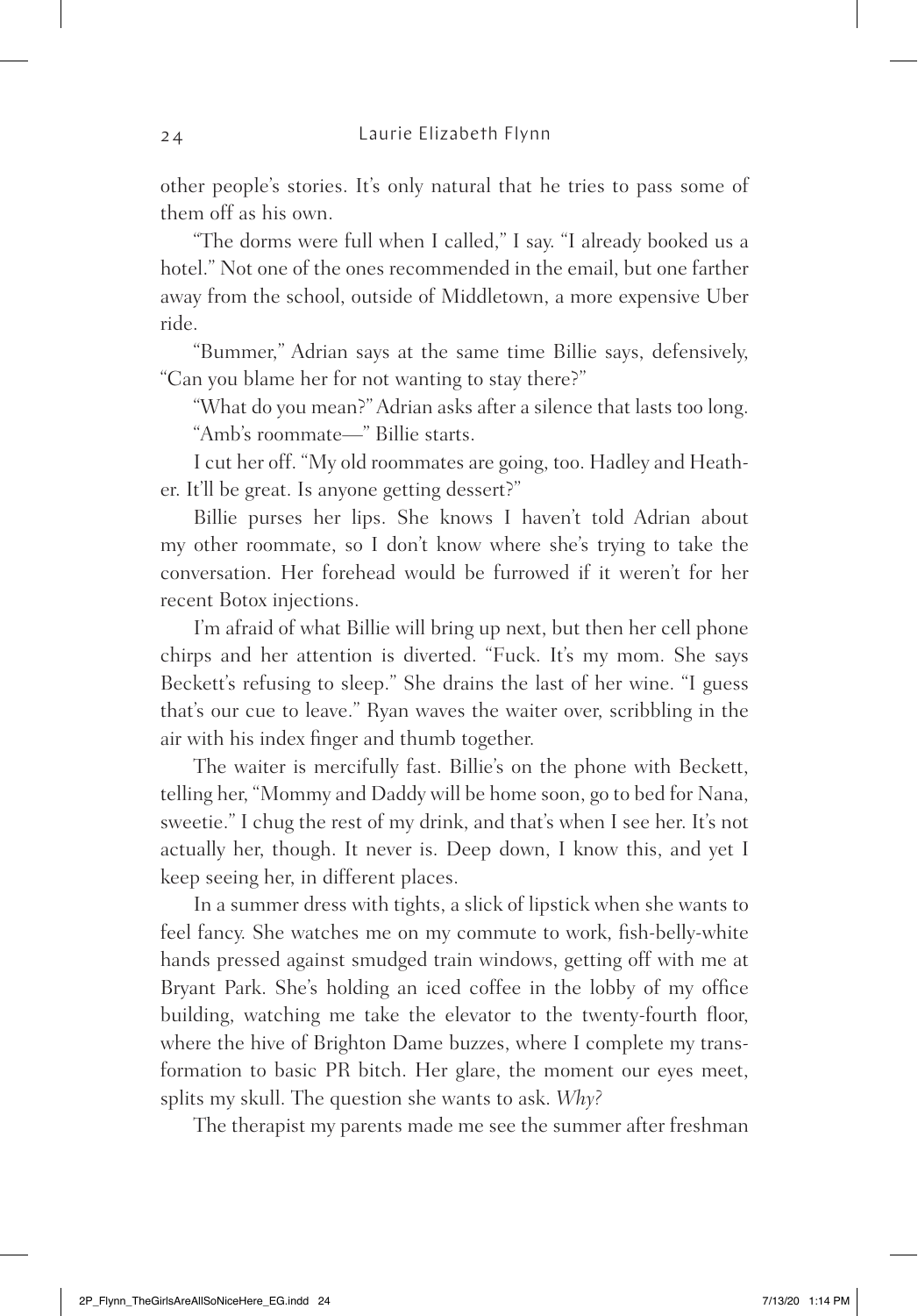other people's stories. It's only natural that he tries to pass some of them off as his own.

"The dorms were full when I called," I say. "I already booked us a hotel." Not one of the ones recommended in the email, but one farther away from the school, outside of Middletown, a more expensive Uber ride.

"Bummer," Adrian says at the same time Billie says, defensively, "Can you blame her for not wanting to stay there?"

"What do you mean?" Adrian asks after a silence that lasts too long.

"Amb's roommate—" Billie starts.

I cut her off. "My old roommates are going, too. Hadley and Heather. It'll be great. Is anyone getting dessert?"

Billie purses her lips. She knows I haven't told Adrian about my other roommate, so I don't know where she's trying to take the conversation. Her forehead would be furrowed if it weren't for her recent Botox injections.

I'm afraid of what Billie will bring up next, but then her cell phone chirps and her attention is diverted. "Fuck. It's my mom. She says Beckett's refusing to sleep." She drains the last of her wine. "I guess that's our cue to leave." Ryan waves the waiter over, scribbling in the air with his index finger and thumb together.

The waiter is mercifully fast. Billie's on the phone with Beckett, telling her, "Mommy and Daddy will be home soon, go to bed for Nana, sweetie." I chug the rest of my drink, and that's when I see her. It's not actually her, though. It never is. Deep down, I know this, and yet I keep seeing her, in different places.

In a summer dress with tights, a slick of lipstick when she wants to feel fancy. She watches me on my commute to work, fish-belly-white hands pressed against smudged train windows, getting off with me at Bryant Park. She's holding an iced coffee in the lobby of my office building, watching me take the elevator to the twenty-fourth floor, where the hive of Brighton Dame buzzes, where I complete my transformation to basic PR bitch. Her glare, the moment our eyes meet, splits my skull. The question she wants to ask. *Why?*

The therapist my parents made me see the summer after freshman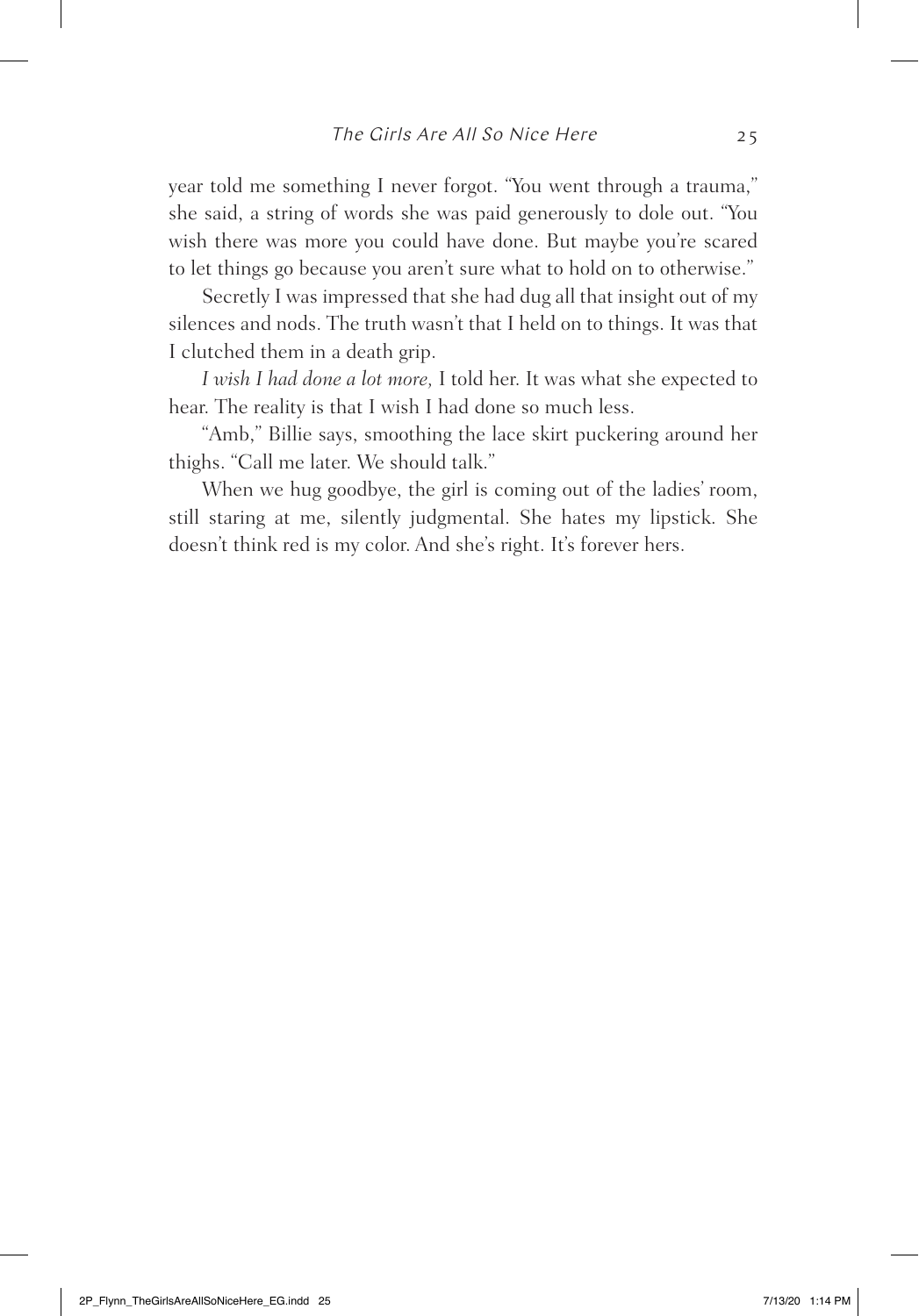year told me something I never forgot. "You went through a trauma," she said, a string of words she was paid generously to dole out. "You wish there was more you could have done. But maybe you're scared to let things go because you aren't sure what to hold on to otherwise."

Secretly I was impressed that she had dug all that insight out of my silences and nods. The truth wasn't that I held on to things. It was that I clutched them in a death grip.

*I wish I had done a lot more,* I told her. It was what she expected to hear. The reality is that I wish I had done so much less.

"Amb," Billie says, smoothing the lace skirt puckering around her thighs. "Call me later. We should talk."

When we hug goodbye, the girl is coming out of the ladies' room, still staring at me, silently judgmental. She hates my lipstick. She doesn't think red is my color. And she's right. It's forever hers.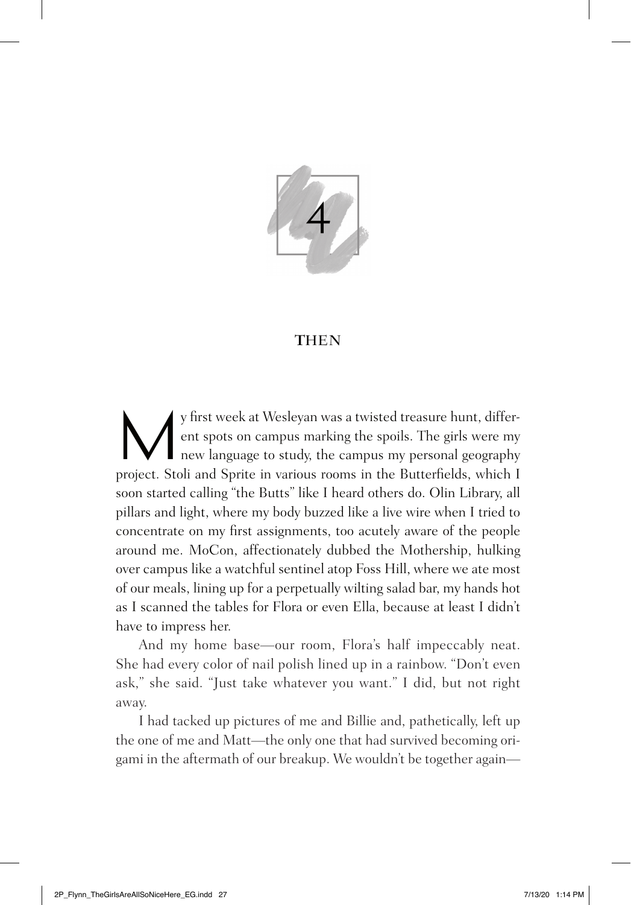# 4

## THEN

My first week at Wesleyan was a twisted treasure hunt, different spots on campus marking the spoils. The girls were my new language to study, the campus my personal geography project. Stoli and Sprite in various rooms in the Butterfields, which I soon started calling "the Butts" like I heard others do. Olin Library, all pillars and light, where my body buzzed like a live wire when I tried to concentrate on my first assignments, too acutely aware of the people around me. MoCon, affectionately dubbed the Mothership, hulking over campus like a watchful sentinel atop Foss Hill, where we ate most of our meals, lining up for a perpetually wilting salad bar, my hands hot as I scanned the tables for Flora or even Ella, because at least I didn't have to impress her.

And my home base—our room, Flora's half impeccably neat. She had every color of nail polish lined up in a rainbow. "Don't even ask," she said. "Just take whatever you want." I did, but not right away.

I had tacked up pictures of me and Billie and, pathetically, left up the one of me and Matt—the only one that had survived becoming origami in the aftermath of our breakup. We wouldn't be together again—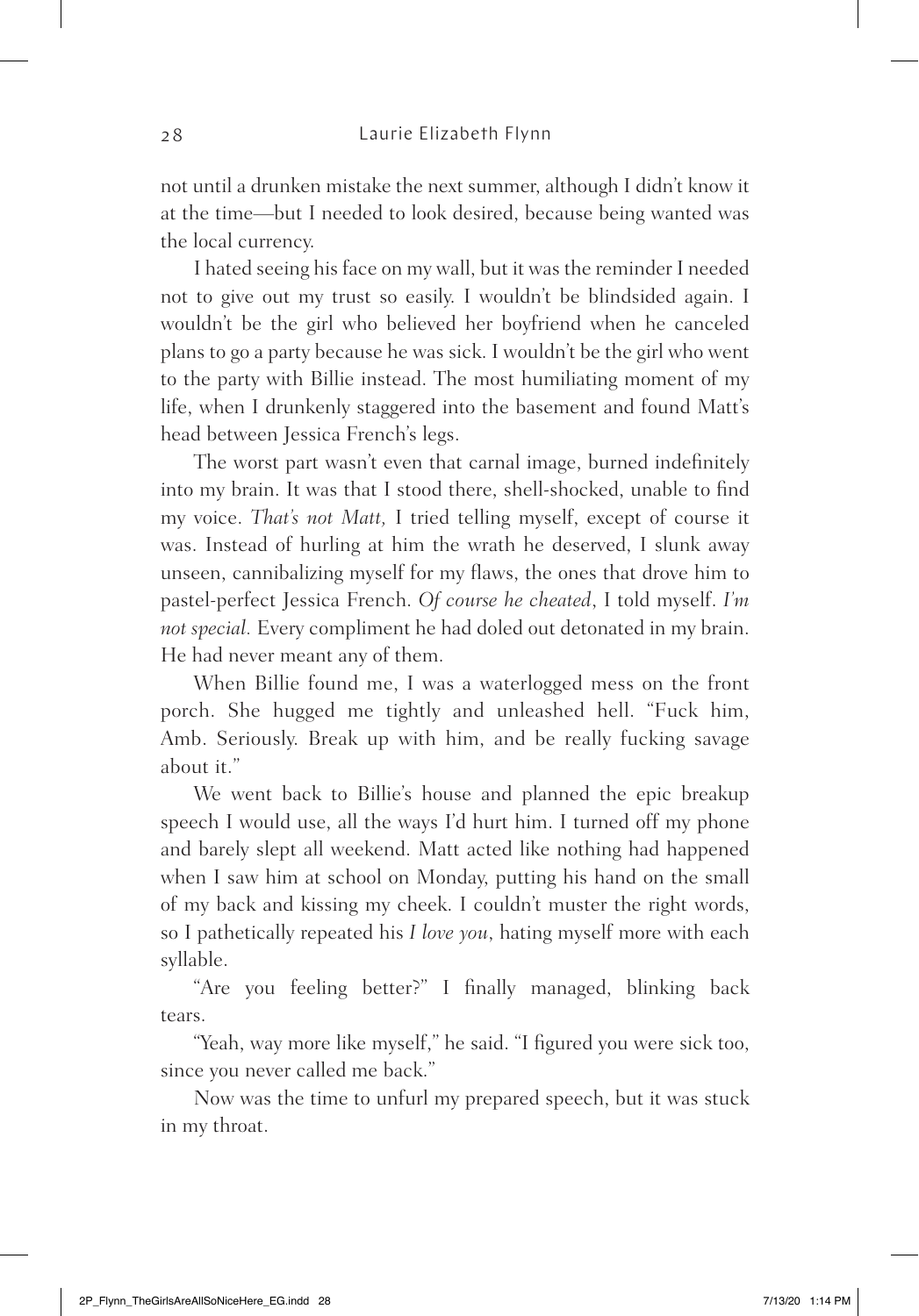not until a drunken mistake the next summer, although I didn't know it at the time—but I needed to look desired, because being wanted was the local currency.

I hated seeing his face on my wall, but it was the reminder I needed not to give out my trust so easily. I wouldn't be blindsided again. I wouldn't be the girl who believed her boyfriend when he canceled plans to go a party because he was sick. I wouldn't be the girl who went to the party with Billie instead. The most humiliating moment of my life, when I drunkenly staggered into the basement and found Matt's head between Jessica French's legs.

The worst part wasn't even that carnal image, burned indefinitely into my brain. It was that I stood there, shell-shocked, unable to find my voice. *That's not Matt,* I tried telling myself, except of course it was. Instead of hurling at him the wrath he deserved, I slunk away unseen, cannibalizing myself for my flaws, the ones that drove him to pastel-perfect Jessica French. *Of course he cheated*, I told myself. *I'm not special.* Every compliment he had doled out detonated in my brain. He had never meant any of them.

When Billie found me, I was a waterlogged mess on the front porch. She hugged me tightly and unleashed hell. "Fuck him, Amb. Seriously. Break up with him, and be really fucking savage about it."

We went back to Billie's house and planned the epic breakup speech I would use, all the ways I'd hurt him. I turned off my phone and barely slept all weekend. Matt acted like nothing had happened when I saw him at school on Monday, putting his hand on the small of my back and kissing my cheek. I couldn't muster the right words, so I pathetically repeated his *I love you*, hating myself more with each syllable.

"Are you feeling better?" I finally managed, blinking back tears.

"Yeah, way more like myself," he said. "I figured you were sick too, since you never called me back."

Now was the time to unfurl my prepared speech, but it was stuck in my throat.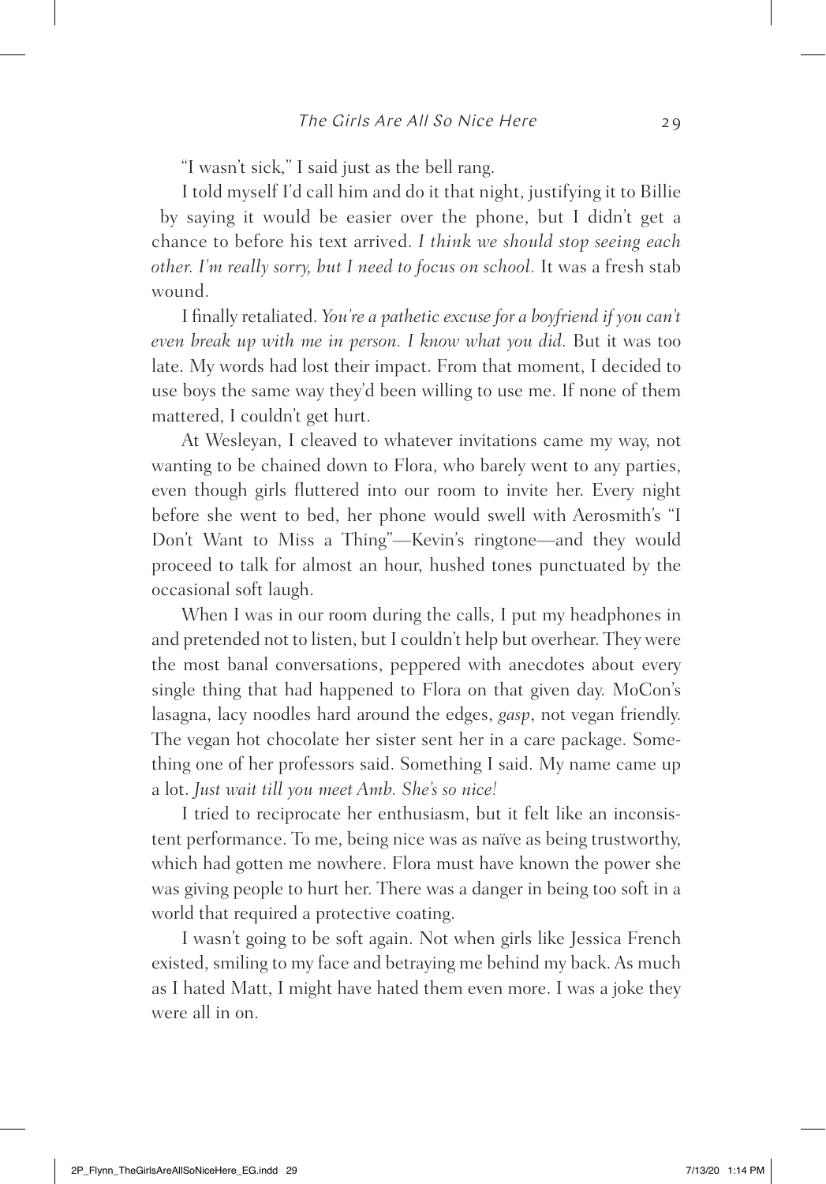"I wasn't sick," I said just as the bell rang.

I told myself I'd call him and do it that night, justifying it to Billie by saying it would be easier over the phone, but I didn't get a chance to before his text arrived. *I think we should stop seeing each other. I'm really sorry, but I need to focus on school.* It was a fresh stab wound.

I finally retaliated. *You're a pathetic excuse for a boyfriend if you can't even break up with me in person. I know what you did.* But it was too late. My words had lost their impact. From that moment, I decided to use boys the same way they'd been willing to use me. If none of them mattered, I couldn't get hurt.

At Wesleyan, I cleaved to whatever invitations came my way, not wanting to be chained down to Flora, who barely went to any parties, even though girls fluttered into our room to invite her. Every night before she went to bed, her phone would swell with Aerosmith's "I Don't Want to Miss a Thing"—Kevin's ringtone—and they would proceed to talk for almost an hour, hushed tones punctuated by the occasional soft laugh.

When I was in our room during the calls, I put my headphones in and pretended not to listen, but I couldn't help but overhear. They were the most banal conversations, peppered with anecdotes about every single thing that had happened to Flora on that given day. MoCon's lasagna, lacy noodles hard around the edges, *gasp*, not vegan friendly. The vegan hot chocolate her sister sent her in a care package. Something one of her professors said. Something I said. My name came up a lot. *Just wait till you meet Amb. She's so nice!*

I tried to reciprocate her enthusiasm, but it felt like an inconsistent performance. To me, being nice was as naïve as being trustworthy, which had gotten me nowhere. Flora must have known the power she was giving people to hurt her. There was a danger in being too soft in a world that required a protective coating.

I wasn't going to be soft again. Not when girls like Jessica French existed, smiling to my face and betraying me behind my back. As much as I hated Matt, I might have hated them even more. I was a joke they were all in on.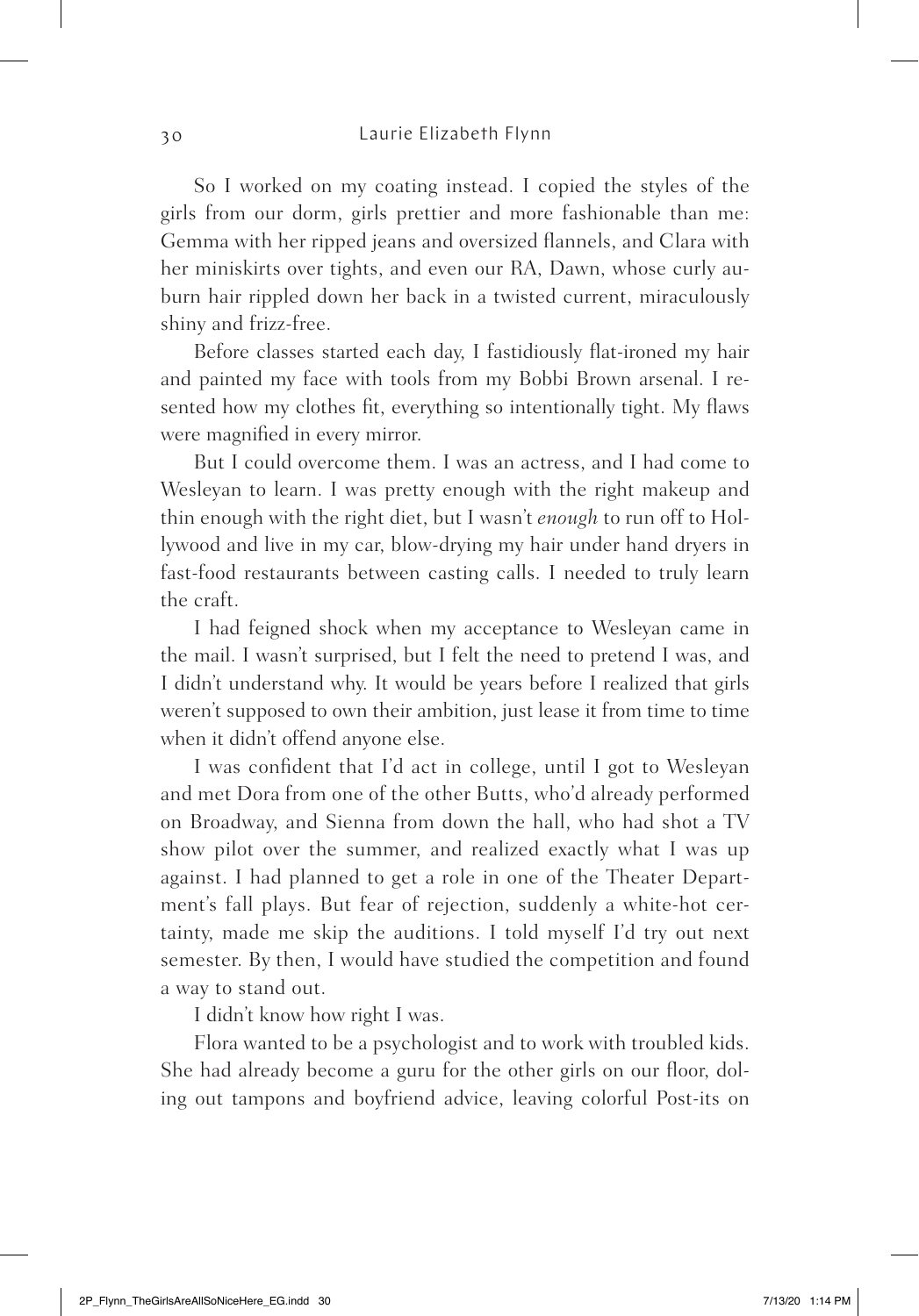So I worked on my coating instead. I copied the styles of the girls from our dorm, girls prettier and more fashionable than me: Gemma with her ripped jeans and oversized flannels, and Clara with her miniskirts over tights, and even our RA, Dawn, whose curly auburn hair rippled down her back in a twisted current, miraculously shiny and frizz-free.

Before classes started each day, I fastidiously flat-ironed my hair and painted my face with tools from my Bobbi Brown arsenal. I resented how my clothes fit, everything so intentionally tight. My flaws were magnified in every mirror.

But I could overcome them. I was an actress, and I had come to Wesleyan to learn. I was pretty enough with the right makeup and thin enough with the right diet, but I wasn't *enough* to run off to Hollywood and live in my car, blow-drying my hair under hand dryers in fast-food restaurants between casting calls. I needed to truly learn the craft.

I had feigned shock when my acceptance to Wesleyan came in the mail. I wasn't surprised, but I felt the need to pretend I was, and I didn't understand why. It would be years before I realized that girls weren't supposed to own their ambition, just lease it from time to time when it didn't offend anyone else.

I was confident that I'd act in college, until I got to Wesleyan and met Dora from one of the other Butts, who'd already performed on Broadway, and Sienna from down the hall, who had shot a TV show pilot over the summer, and realized exactly what I was up against. I had planned to get a role in one of the Theater Department's fall plays. But fear of rejection, suddenly a white-hot certainty, made me skip the auditions. I told myself I'd try out next semester. By then, I would have studied the competition and found a way to stand out.

I didn't know how right I was.

Flora wanted to be a psychologist and to work with troubled kids. She had already become a guru for the other girls on our floor, doling out tampons and boyfriend advice, leaving colorful Post-its on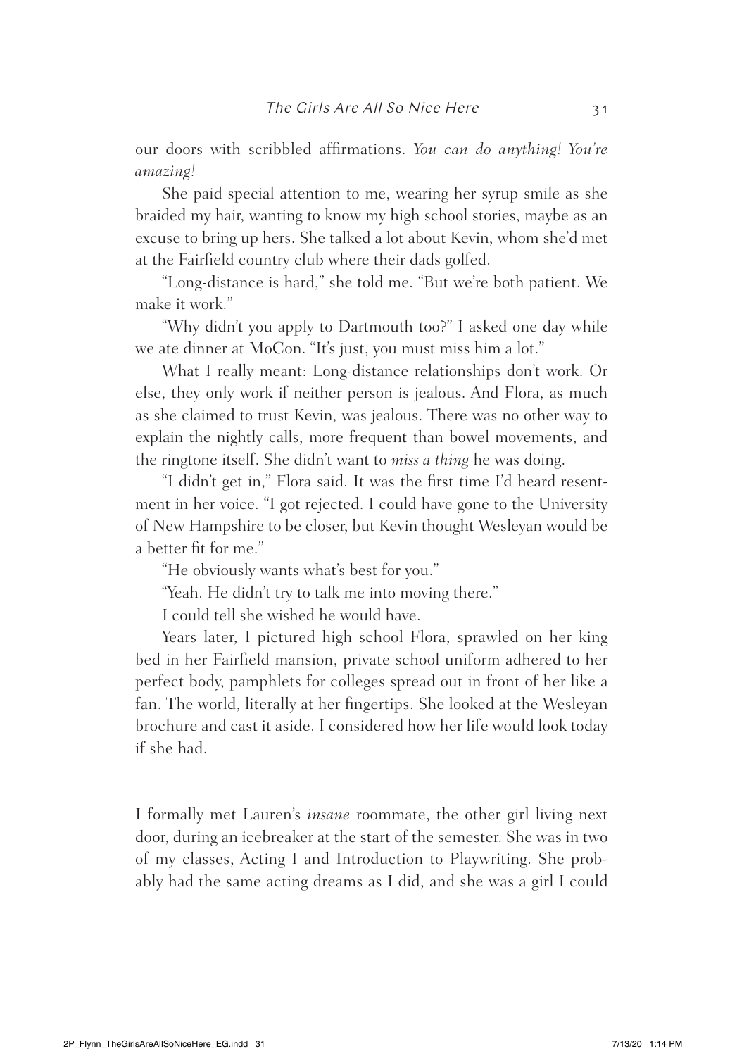our doors with scribbled affirmations. *You can do anything! You're amazing!*

She paid special attention to me, wearing her syrup smile as she braided my hair, wanting to know my high school stories, maybe as an excuse to bring up hers. She talked a lot about Kevin, whom she'd met at the Fairfield country club where their dads golfed.

"Long-distance is hard," she told me. "But we're both patient. We make it work."

"Why didn't you apply to Dartmouth too?" I asked one day while we ate dinner at MoCon. "It's just, you must miss him a lot."

What I really meant: Long-distance relationships don't work. Or else, they only work if neither person is jealous. And Flora, as much as she claimed to trust Kevin, was jealous. There was no other way to explain the nightly calls, more frequent than bowel movements, and the ringtone itself. She didn't want to *miss a thing* he was doing.

"I didn't get in," Flora said. It was the first time I'd heard resentment in her voice. "I got rejected. I could have gone to the University of New Hampshire to be closer, but Kevin thought Wesleyan would be a better fit for me."

"He obviously wants what's best for you."

"Yeah. He didn't try to talk me into moving there."

I could tell she wished he would have.

Years later, I pictured high school Flora, sprawled on her king bed in her Fairfield mansion, private school uniform adhered to her perfect body, pamphlets for colleges spread out in front of her like a fan. The world, literally at her fingertips. She looked at the Wesleyan brochure and cast it aside. I considered how her life would look today if she had.

I formally met Lauren's *insane* roommate, the other girl living next door, during an icebreaker at the start of the semester. She was in two of my classes, Acting I and Introduction to Playwriting. She probably had the same acting dreams as I did, and she was a girl I could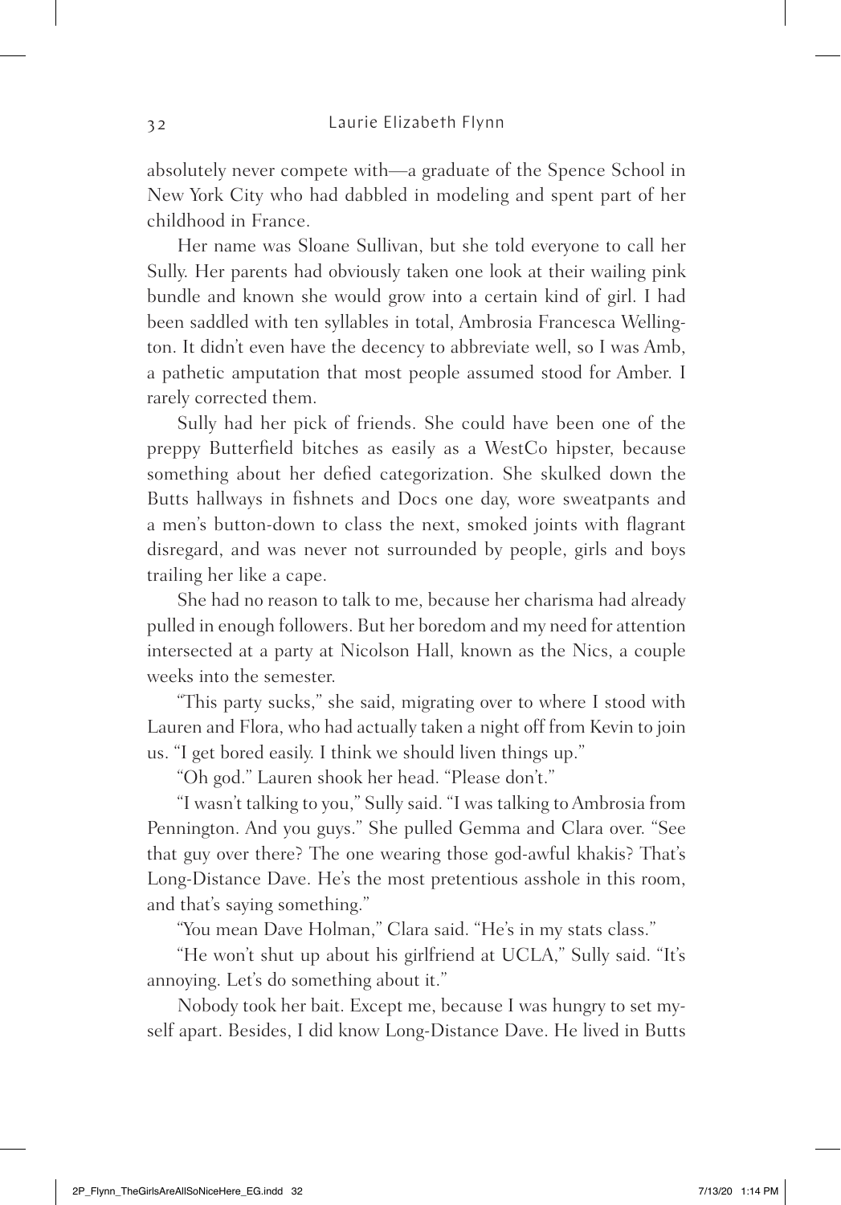absolutely never compete with—a graduate of the Spence School in New York City who had dabbled in modeling and spent part of her childhood in France.

Her name was Sloane Sullivan, but she told everyone to call her Sully. Her parents had obviously taken one look at their wailing pink bundle and known she would grow into a certain kind of girl. I had been saddled with ten syllables in total, Ambrosia Francesca Wellington. It didn't even have the decency to abbreviate well, so I was Amb, a pathetic amputation that most people assumed stood for Amber. I rarely corrected them.

Sully had her pick of friends. She could have been one of the preppy Butterfield bitches as easily as a WestCo hipster, because something about her defied categorization. She skulked down the Butts hallways in fishnets and Docs one day, wore sweatpants and a men's button-down to class the next, smoked joints with flagrant disregard, and was never not surrounded by people, girls and boys trailing her like a cape.

She had no reason to talk to me, because her charisma had already pulled in enough followers. But her boredom and my need for attention intersected at a party at Nicolson Hall, known as the Nics, a couple weeks into the semester.

"This party sucks," she said, migrating over to where I stood with Lauren and Flora, who had actually taken a night off from Kevin to join us. "I get bored easily. I think we should liven things up."

"Oh god." Lauren shook her head. "Please don't."

"I wasn't talking to you," Sully said. "I was talking to Ambrosia from Pennington. And you guys." She pulled Gemma and Clara over. "See that guy over there? The one wearing those god-awful khakis? That's Long-Distance Dave. He's the most pretentious asshole in this room, and that's saying something."

"You mean Dave Holman," Clara said. "He's in my stats class."

"He won't shut up about his girlfriend at UCLA," Sully said. "It's annoying. Let's do something about it."

Nobody took her bait. Except me, because I was hungry to set myself apart. Besides, I did know Long-Distance Dave. He lived in Butts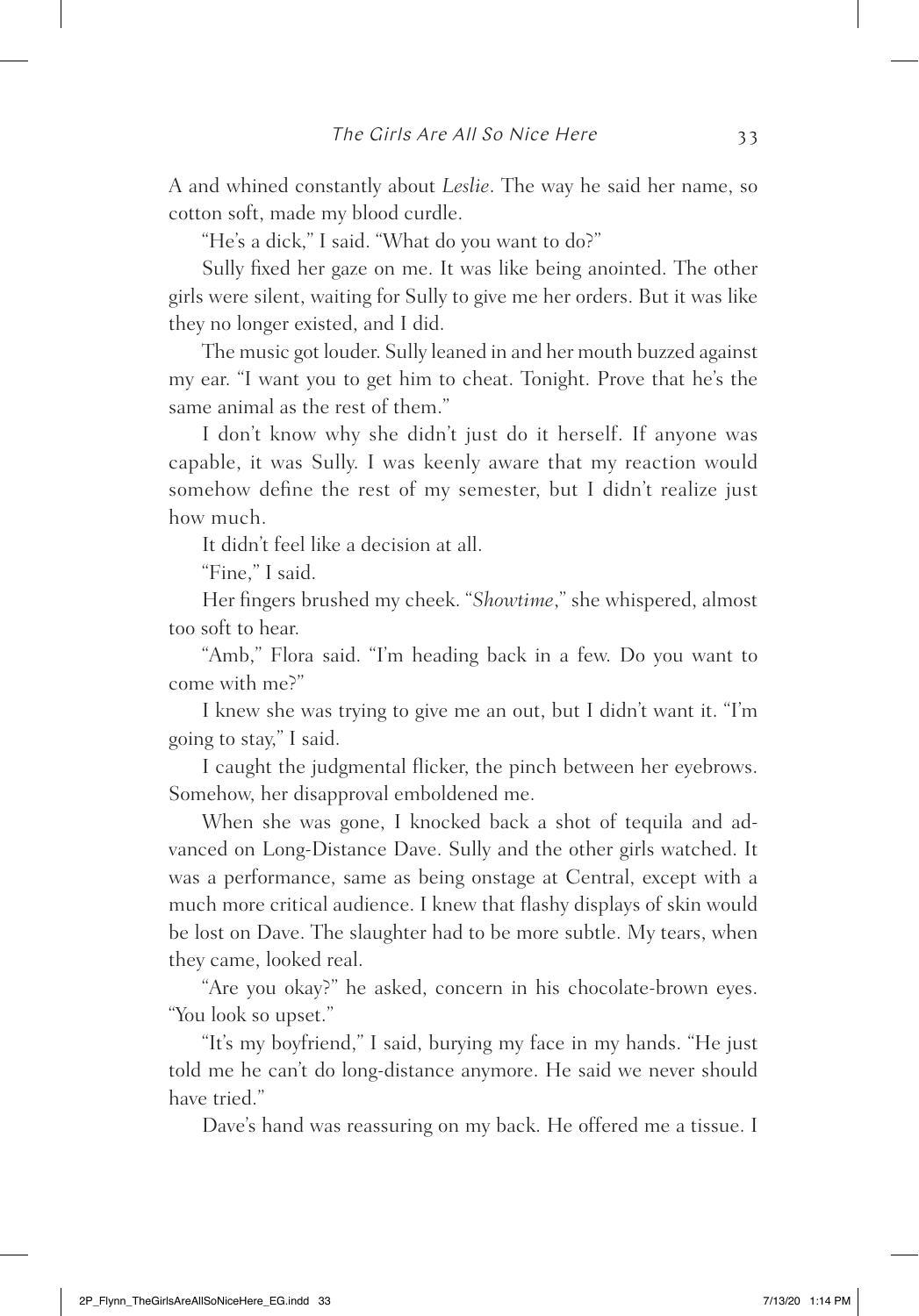A and whined constantly about *Leslie*. The way he said her name, so cotton soft, made my blood curdle.

"He's a dick," I said. "What do you want to do?"

Sully fixed her gaze on me. It was like being anointed. The other girls were silent, waiting for Sully to give me her orders. But it was like they no longer existed, and I did.

The music got louder. Sully leaned in and her mouth buzzed against my ear. "I want you to get him to cheat. Tonight. Prove that he's the same animal as the rest of them."

I don't know why she didn't just do it herself. If anyone was capable, it was Sully. I was keenly aware that my reaction would somehow define the rest of my semester, but I didn't realize just how much.

It didn't feel like a decision at all.

"Fine," I said.

Her fingers brushed my cheek. "*Showtime*," she whispered, almost too soft to hear.

"Amb," Flora said. "I'm heading back in a few. Do you want to come with me?"

I knew she was trying to give me an out, but I didn't want it. "I'm going to stay," I said.

I caught the judgmental flicker, the pinch between her eyebrows. Somehow, her disapproval emboldened me.

When she was gone, I knocked back a shot of tequila and advanced on Long-Distance Dave. Sully and the other girls watched. It was a performance, same as being onstage at Central, except with a much more critical audience. I knew that flashy displays of skin would be lost on Dave. The slaughter had to be more subtle. My tears, when they came, looked real.

"Are you okay?" he asked, concern in his chocolate-brown eyes. "You look so upset."

"It's my boyfriend," I said, burying my face in my hands. "He just told me he can't do long-distance anymore. He said we never should have tried."

Dave's hand was reassuring on my back. He offered me a tissue. I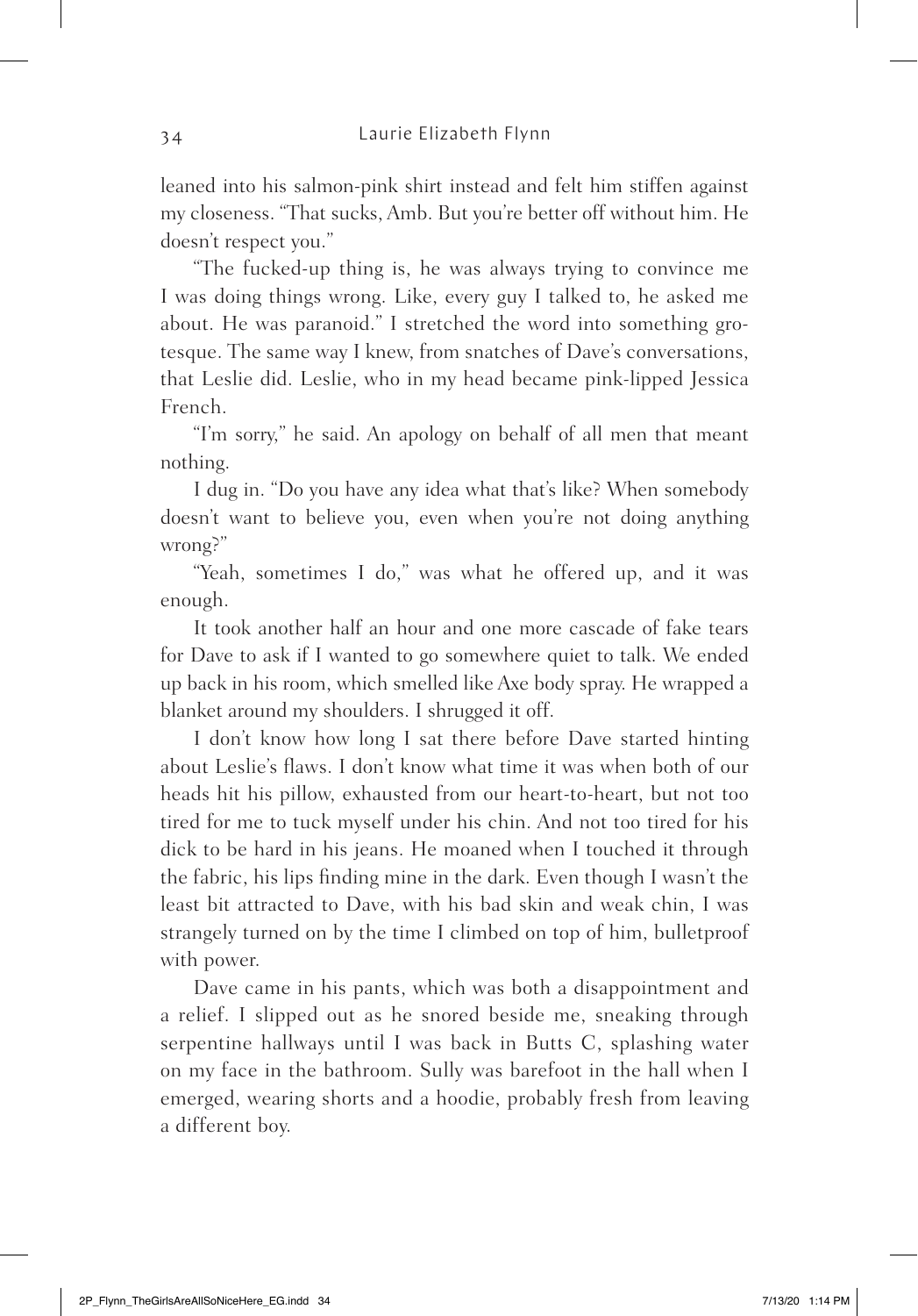leaned into his salmon-pink shirt instead and felt him stiffen against my closeness. "That sucks, Amb. But you're better off without him. He doesn't respect you."

"The fucked-up thing is, he was always trying to convince me I was doing things wrong. Like, every guy I talked to, he asked me about. He was paranoid." I stretched the word into something grotesque. The same way I knew, from snatches of Dave's conversations, that Leslie did. Leslie, who in my head became pink-lipped Jessica French.

"I'm sorry," he said. An apology on behalf of all men that meant nothing.

I dug in. "Do you have any idea what that's like? When somebody doesn't want to believe you, even when you're not doing anything wrong?"

"Yeah, sometimes I do," was what he offered up, and it was enough.

It took another half an hour and one more cascade of fake tears for Dave to ask if I wanted to go somewhere quiet to talk. We ended up back in his room, which smelled like Axe body spray. He wrapped a blanket around my shoulders. I shrugged it off.

I don't know how long I sat there before Dave started hinting about Leslie's flaws. I don't know what time it was when both of our heads hit his pillow, exhausted from our heart-to-heart, but not too tired for me to tuck myself under his chin. And not too tired for his dick to be hard in his jeans. He moaned when I touched it through the fabric, his lips finding mine in the dark. Even though I wasn't the least bit attracted to Dave, with his bad skin and weak chin, I was strangely turned on by the time I climbed on top of him, bulletproof with power.

Dave came in his pants, which was both a disappointment and a relief. I slipped out as he snored beside me, sneaking through serpentine hallways until I was back in Butts C, splashing water on my face in the bathroom. Sully was barefoot in the hall when I emerged, wearing shorts and a hoodie, probably fresh from leaving a different boy.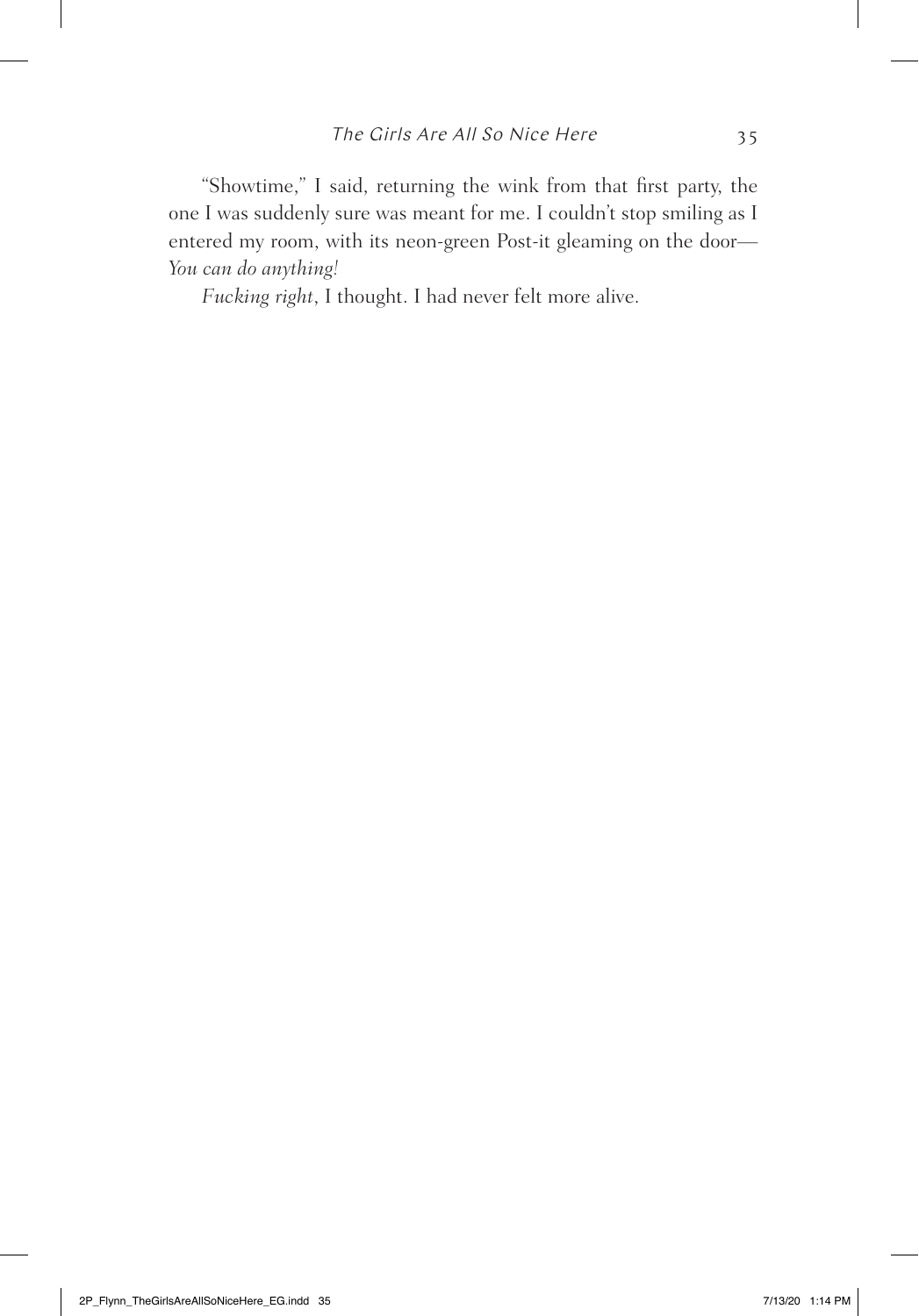"Showtime," I said, returning the wink from that first party, the one I was suddenly sure was meant for me. I couldn't stop smiling as I entered my room, with its neon-green Post-it gleaming on the door—*You can do anything!*

*Fucking right*, I thought. I had never felt more alive.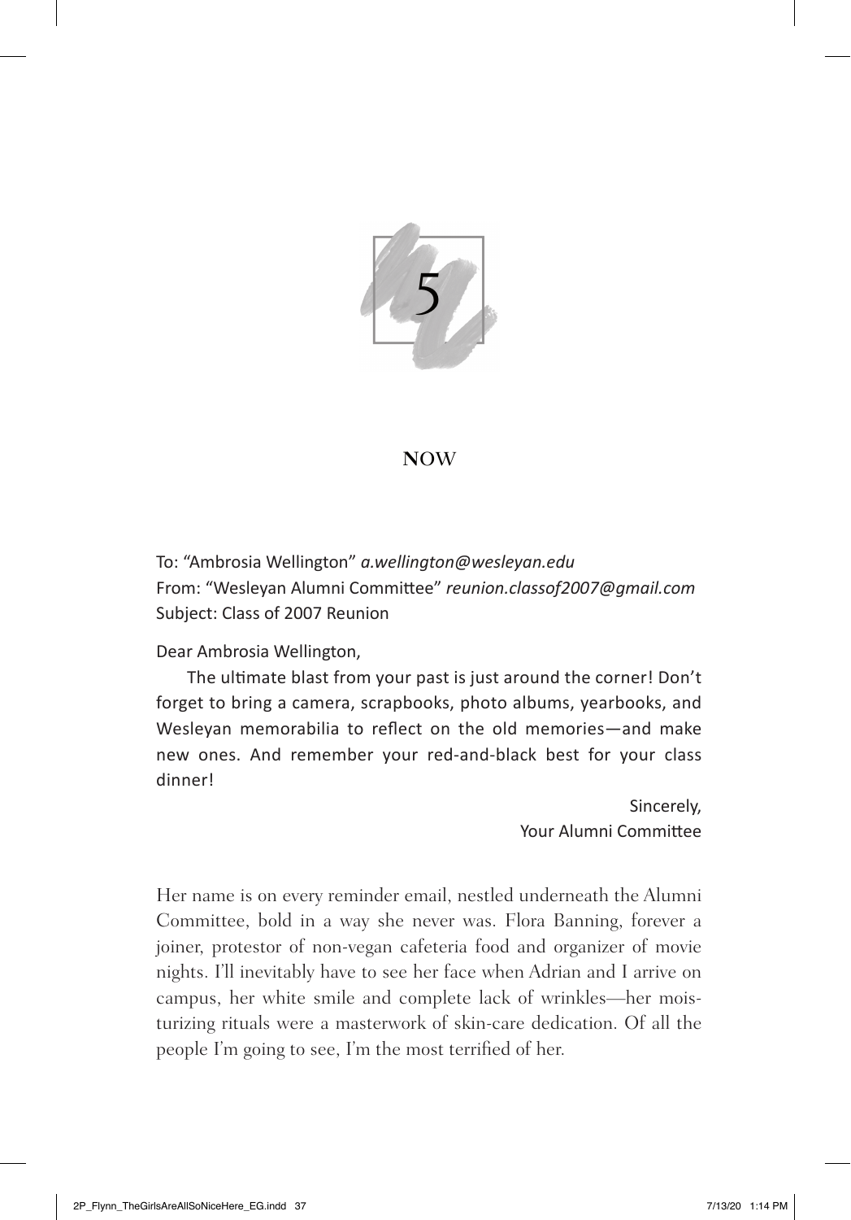# 5

## NOW

To: "Ambrosia Wellington" *a.wellington@wesleyan.edu*
From: "Wesleyan Alumni Committee" *reunion.classof2007@gmail.com*
Subject: Class of 2007 Reunion

Dear Ambrosia Wellington,

The ultimate blast from your past is just around the corner! Don't forget to bring a camera, scrapbooks, photo albums, yearbooks, and Wesleyan memorabilia to reflect on the old memories—and make new ones. And remember your red-and-black best for your class dinner!

Sincerely,
Your Alumni Committee

Her name is on every reminder email, nestled underneath the Alumni Committee, bold in a way she never was. Flora Banning, forever a joiner, protestor of non-vegan cafeteria food and organizer of movie nights. I'll inevitably have to see her face when Adrian and I arrive on campus, her white smile and complete lack of wrinkles—her moisturizing rituals were a masterwork of skin-care dedication. Of all the people I'm going to see, I'm the most terrified of her.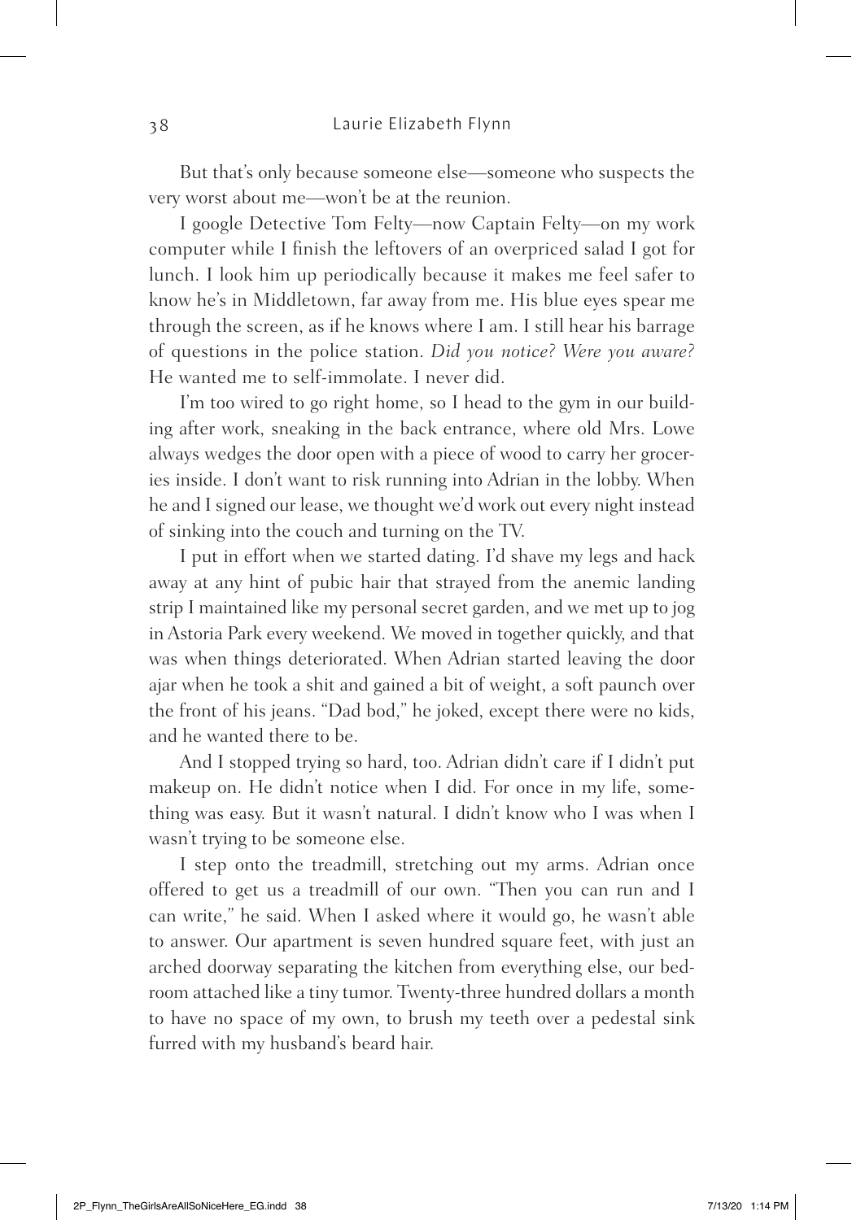But that's only because someone else—someone who suspects the very worst about me—won't be at the reunion.

I google Detective Tom Felty—now Captain Felty—on my work computer while I finish the leftovers of an overpriced salad I got for lunch. I look him up periodically because it makes me feel safer to know he's in Middletown, far away from me. His blue eyes spear me through the screen, as if he knows where I am. I still hear his barrage of questions in the police station. *Did you notice? Were you aware?* He wanted me to self-immolate. I never did.

I'm too wired to go right home, so I head to the gym in our building after work, sneaking in the back entrance, where old Mrs. Lowe always wedges the door open with a piece of wood to carry her groceries inside. I don't want to risk running into Adrian in the lobby. When he and I signed our lease, we thought we'd work out every night instead of sinking into the couch and turning on the TV.

I put in effort when we started dating. I'd shave my legs and hack away at any hint of pubic hair that strayed from the anemic landing strip I maintained like my personal secret garden, and we met up to jog in Astoria Park every weekend. We moved in together quickly, and that was when things deteriorated. When Adrian started leaving the door ajar when he took a shit and gained a bit of weight, a soft paunch over the front of his jeans. "Dad bod," he joked, except there were no kids, and he wanted there to be.

And I stopped trying so hard, too. Adrian didn't care if I didn't put makeup on. He didn't notice when I did. For once in my life, something was easy. But it wasn't natural. I didn't know who I was when I wasn't trying to be someone else.

I step onto the treadmill, stretching out my arms. Adrian once offered to get us a treadmill of our own. "Then you can run and I can write," he said. When I asked where it would go, he wasn't able to answer. Our apartment is seven hundred square feet, with just an arched doorway separating the kitchen from everything else, our bedroom attached like a tiny tumor. Twenty-three hundred dollars a month to have no space of my own, to brush my teeth over a pedestal sink furred with my husband's beard hair.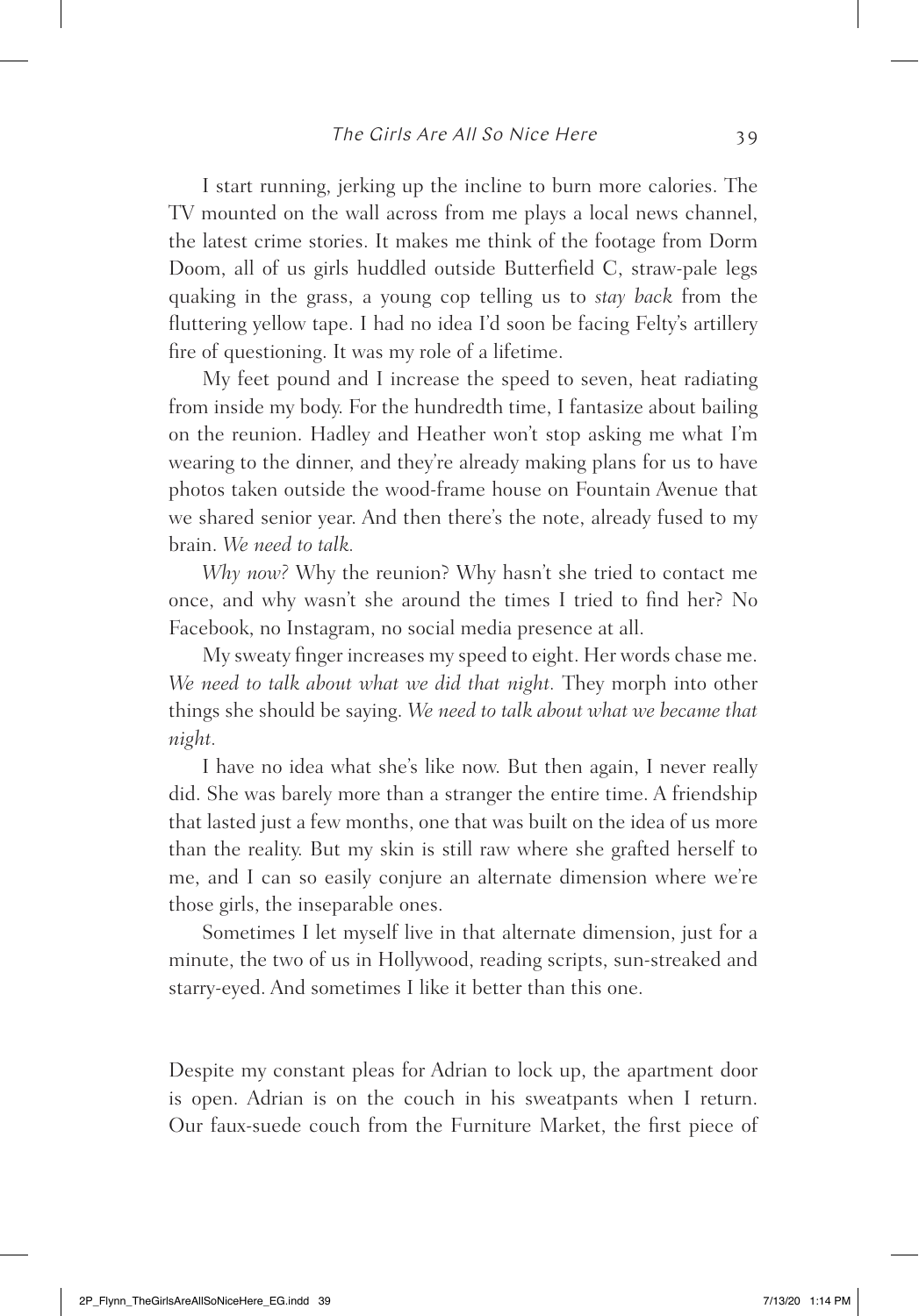I start running, jerking up the incline to burn more calories. The TV mounted on the wall across from me plays a local news channel, the latest crime stories. It makes me think of the footage from Dorm Doom, all of us girls huddled outside Butterfield C, straw-pale legs quaking in the grass, a young cop telling us to *stay back* from the fluttering yellow tape. I had no idea I'd soon be facing Felty's artillery fire of questioning. It was my role of a lifetime.

My feet pound and I increase the speed to seven, heat radiating from inside my body. For the hundredth time, I fantasize about bailing on the reunion. Hadley and Heather won't stop asking me what I'm wearing to the dinner, and they're already making plans for us to have photos taken outside the wood-frame house on Fountain Avenue that we shared senior year. And then there's the note, already fused to my brain. *We need to talk.*

*Why now?* Why the reunion? Why hasn't she tried to contact me once, and why wasn't she around the times I tried to find her? No Facebook, no Instagram, no social media presence at all.

My sweaty finger increases my speed to eight. Her words chase me. *We need to talk about what we did that night.* They morph into other things she should be saying. *We need to talk about what we became that night.*

I have no idea what she's like now. But then again, I never really did. She was barely more than a stranger the entire time. A friendship that lasted just a few months, one that was built on the idea of us more than the reality. But my skin is still raw where she grafted herself to me, and I can so easily conjure an alternate dimension where we're those girls, the inseparable ones.

Sometimes I let myself live in that alternate dimension, just for a minute, the two of us in Hollywood, reading scripts, sun-streaked and starry-eyed. And sometimes I like it better than this one.

Despite my constant pleas for Adrian to lock up, the apartment door is open. Adrian is on the couch in his sweatpants when I return. Our faux-suede couch from the Furniture Market, the first piece of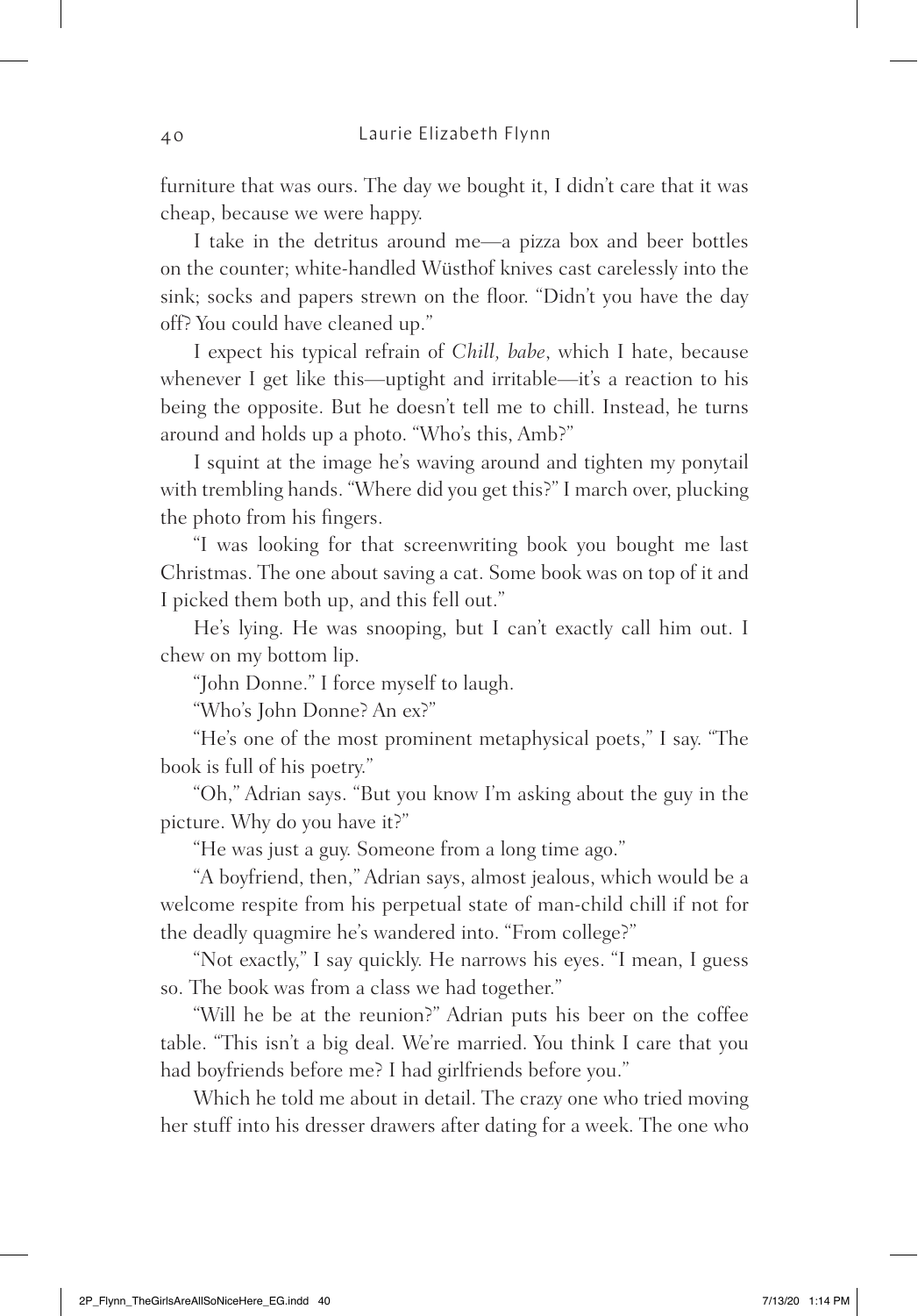furniture that was ours. The day we bought it, I didn't care that it was cheap, because we were happy.

I take in the detritus around me—a pizza box and beer bottles on the counter; white-handled Wüsthof knives cast carelessly into the sink; socks and papers strewn on the floor. "Didn't you have the day off? You could have cleaned up."

I expect his typical refrain of *Chill, babe*, which I hate, because whenever I get like this—uptight and irritable—it's a reaction to his being the opposite. But he doesn't tell me to chill. Instead, he turns around and holds up a photo. "Who's this, Amb?"

I squint at the image he's waving around and tighten my ponytail with trembling hands. "Where did you get this?" I march over, plucking the photo from his fingers.

"I was looking for that screenwriting book you bought me last Christmas. The one about saving a cat. Some book was on top of it and I picked them both up, and this fell out."

He's lying. He was snooping, but I can't exactly call him out. I chew on my bottom lip.

"John Donne." I force myself to laugh.

"Who's John Donne? An ex?"

"He's one of the most prominent metaphysical poets," I say. "The book is full of his poetry."

"Oh," Adrian says. "But you know I'm asking about the guy in the picture. Why do you have it?"

"He was just a guy. Someone from a long time ago."

"A boyfriend, then," Adrian says, almost jealous, which would be a welcome respite from his perpetual state of man-child chill if not for the deadly quagmire he's wandered into. "From college?"

"Not exactly," I say quickly. He narrows his eyes. "I mean, I guess so. The book was from a class we had together."

"Will he be at the reunion?" Adrian puts his beer on the coffee table. "This isn't a big deal. We're married. You think I care that you had boyfriends before me? I had girlfriends before you."

Which he told me about in detail. The crazy one who tried moving her stuff into his dresser drawers after dating for a week. The one who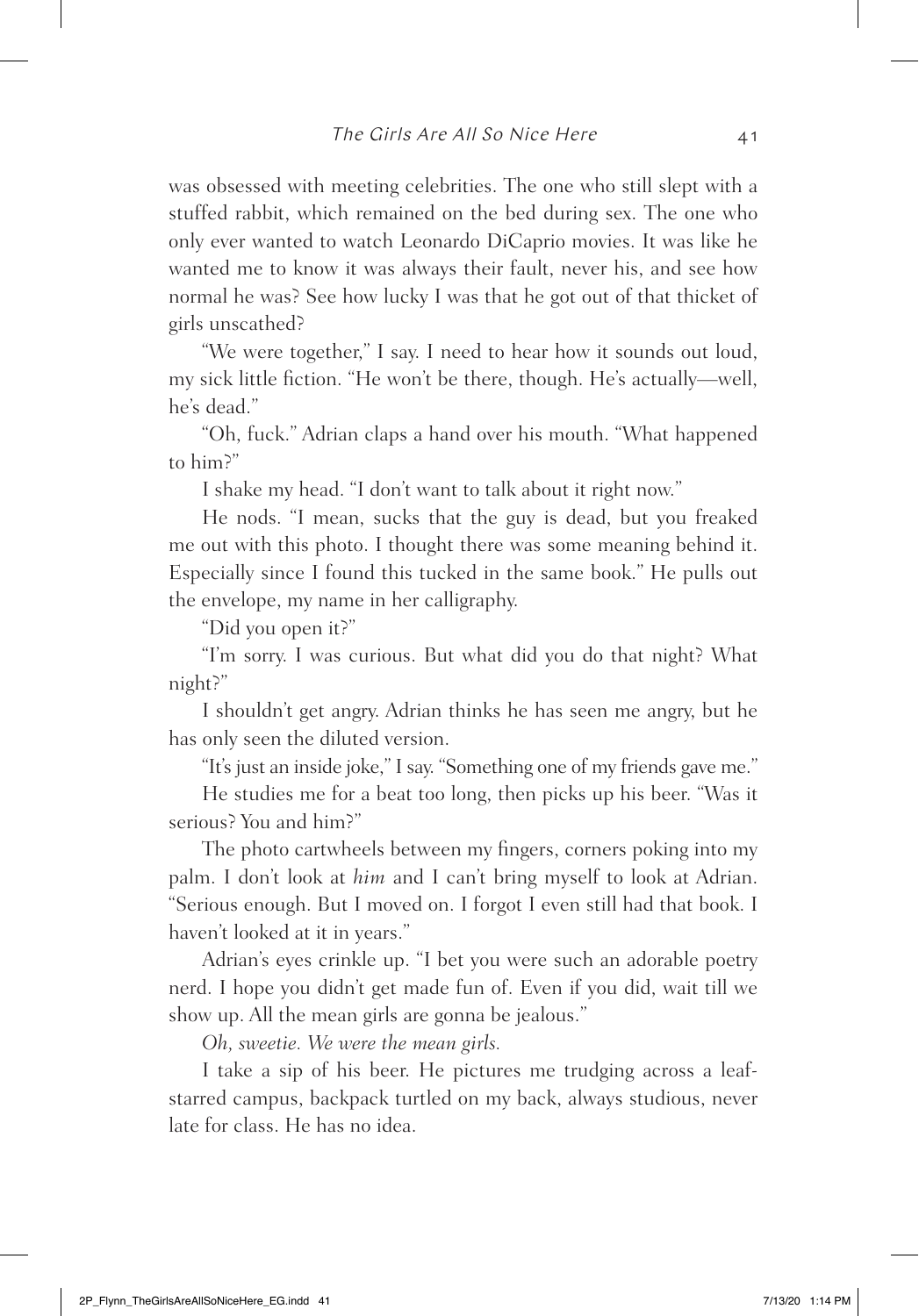was obsessed with meeting celebrities. The one who still slept with a stuffed rabbit, which remained on the bed during sex. The one who only ever wanted to watch Leonardo DiCaprio movies. It was like he wanted me to know it was always their fault, never his, and see how normal he was? See how lucky I was that he got out of that thicket of girls unscathed?

"We were together," I say. I need to hear how it sounds out loud, my sick little fiction. "He won't be there, though. He's actually—well, he's dead."

"Oh, fuck." Adrian claps a hand over his mouth. "What happened to him?"

I shake my head. "I don't want to talk about it right now."

He nods. "I mean, sucks that the guy is dead, but you freaked me out with this photo. I thought there was some meaning behind it. Especially since I found this tucked in the same book." He pulls out the envelope, my name in her calligraphy.

"Did you open it?"

"I'm sorry. I was curious. But what did you do that night? What night?"

I shouldn't get angry. Adrian thinks he has seen me angry, but he has only seen the diluted version.

"It's just an inside joke," I say. "Something one of my friends gave me."

He studies me for a beat too long, then picks up his beer. "Was it serious? You and him?"

The photo cartwheels between my fingers, corners poking into my palm. I don't look at *him* and I can't bring myself to look at Adrian. "Serious enough. But I moved on. I forgot I even still had that book. I haven't looked at it in years."

Adrian's eyes crinkle up. "I bet you were such an adorable poetry nerd. I hope you didn't get made fun of. Even if you did, wait till we show up. All the mean girls are gonna be jealous."

*Oh, sweetie. We were the mean girls.*

I take a sip of his beer. He pictures me trudging across a leaf-starred campus, backpack turtled on my back, always studious, never late for class. He has no idea.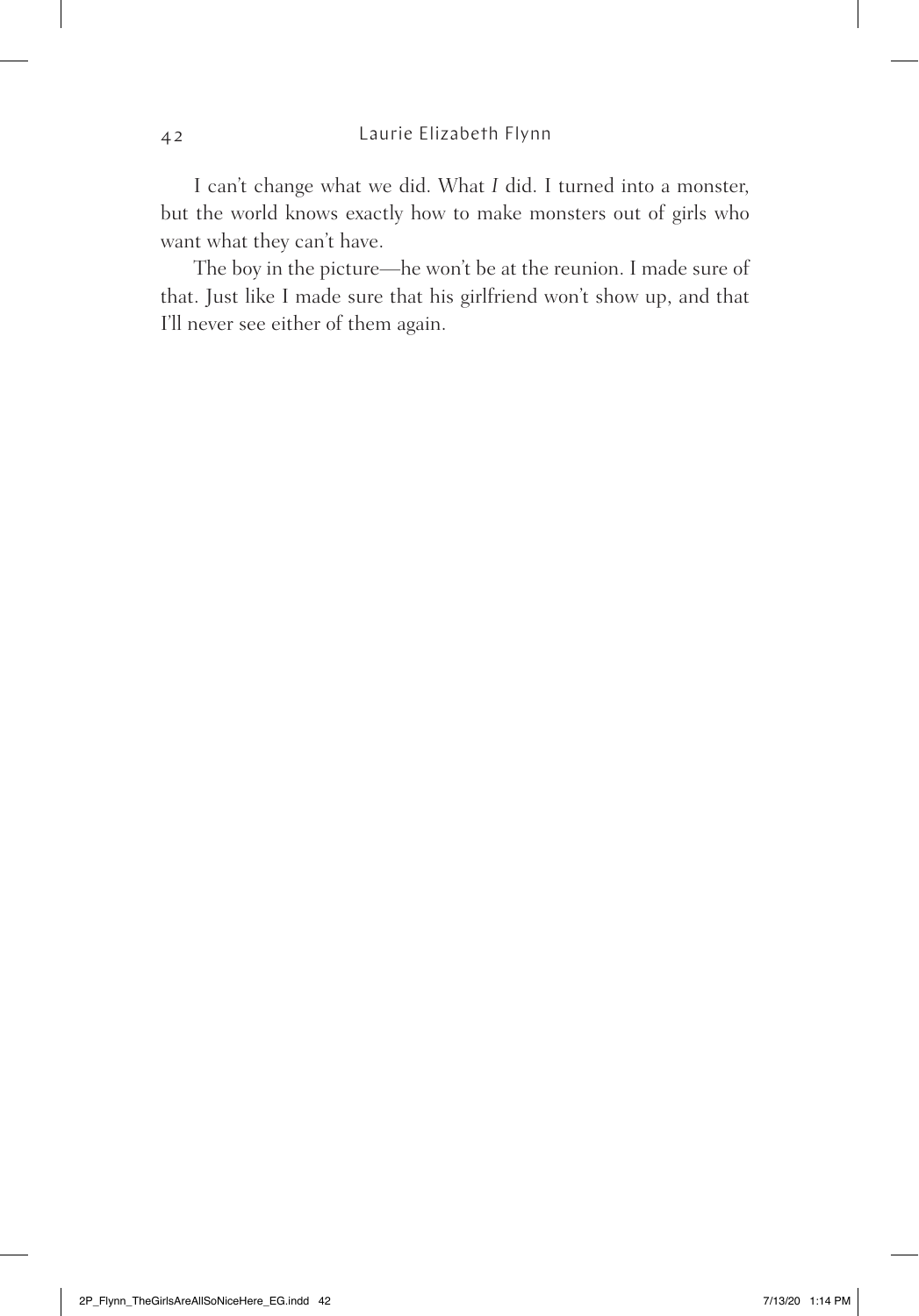I can't change what we did. What *I* did. I turned into a monster, but the world knows exactly how to make monsters out of girls who want what they can't have.

The boy in the picture—he won't be at the reunion. I made sure of that. Just like I made sure that his girlfriend won't show up, and that I'll never see either of them again.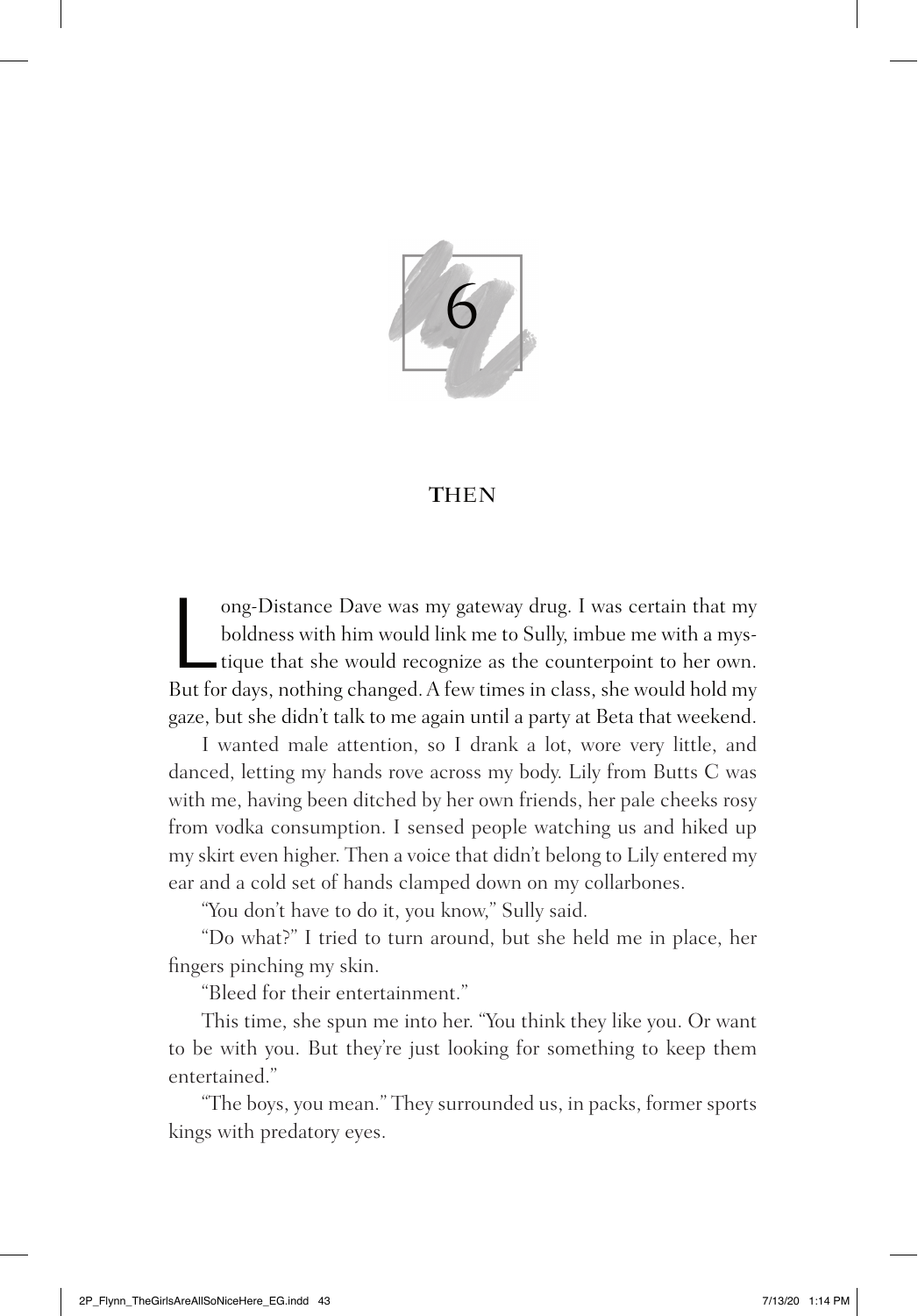# 6

## THEN

Long-Distance Dave was my gateway drug. I was certain that my boldness with him would link me to Sully, imbue me with a mystique that she would recognize as the counterpoint to her own. But for days, nothing changed. A few times in class, she would hold my gaze, but she didn't talk to me again until a party at Beta that weekend.

I wanted male attention, so I drank a lot, wore very little, and danced, letting my hands rove across my body. Lily from Butts C was with me, having been ditched by her own friends, her pale cheeks rosy from vodka consumption. I sensed people watching us and hiked up my skirt even higher. Then a voice that didn't belong to Lily entered my ear and a cold set of hands clamped down on my collarbones.

"You don't have to do it, you know," Sully said.

"Do what?" I tried to turn around, but she held me in place, her fingers pinching my skin.

"Bleed for their entertainment."

This time, she spun me into her. "You think they like you. Or want to be with you. But they're just looking for something to keep them entertained."

"The boys, you mean." They surrounded us, in packs, former sports kings with predatory eyes.